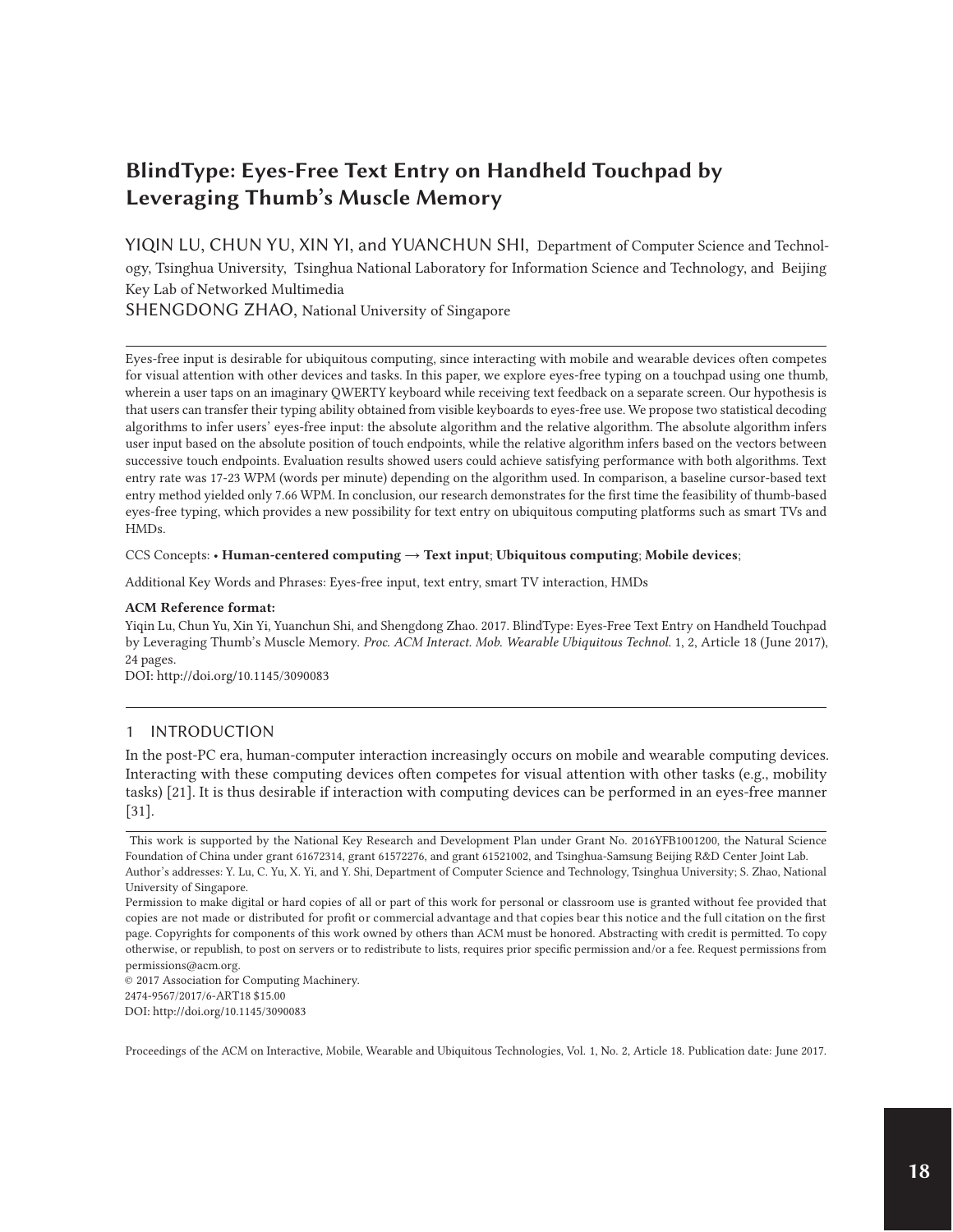# BlindType: Eyes-Free Text Entry on Handheld Touchpad by Leveraging Thumb's Muscle Memory

YIQIN LU, CHUN YU, XIN YI, and YUANCHUN SHI, Department of Computer Science and Technology, Tsinghua University, Tsinghua National Laboratory for Information Science and Technology, and Beijing Key Lab of Networked Multimedia

SHENGDONG ZHAO, National University of Singapore

Eyes-free input is desirable for ubiquitous computing, since interacting with mobile and wearable devices often competes for visual attention with other devices and tasks. In this paper, we explore eyes-free typing on a touchpad using one thumb, wherein a user taps on an imaginary QWERTY keyboard while receiving text feedback on a separate screen. Our hypothesis is that users can transfer their typing ability obtained from visible keyboards to eyes-free use. We propose two statistical decoding algorithms to infer users' eyes-free input: the absolute algorithm and the relative algorithm. The absolute algorithm infers user input based on the absolute position of touch endpoints, while the relative algorithm infers based on the vectors between successive touch endpoints. Evaluation results showed users could achieve satisfying performance with both algorithms. Text entry rate was 17-23 WPM (words per minute) depending on the algorithm used. In comparison, a baseline cursor-based text entry method yielded only 7.66 WPM. In conclusion, our research demonstrates for the first time the feasibility of thumb-based eyes-free typing, which provides a new possibility for text entry on ubiquitous computing platforms such as smart TVs and HMDs.

CCS Concepts: • **Human-centered computing → Text input**; **Ubiquitous computing**; **Mobile devices**;

Additional Key Words and Phrases: Eyes-free input, text entry, smart TV interaction, HMDs

**ACM Reference format:**
Yiqin Lu, Chun Yu, Xin Yi, Yuanchun Shi, and Shengdong Zhao. 2017. BlindType: Eyes-Free Text Entry on Handheld Touchpad by Leveraging Thumb's Muscle Memory. *Proc. ACM Interact. Mob. Wearable Ubiquitous Technol.* 1, 2, Article 18 (June 2017), 24 pages.
DOI: http://doi.org/10.1145/3090083

## 1 INTRODUCTION

In the post-PC era, human-computer interaction increasingly occurs on mobile and wearable computing devices. Interacting with these computing devices often competes for visual attention with other tasks (e.g., mobility tasks) [21]. It is thus desirable if interaction with computing devices can be performed in an eyes-free manner [31].

This work is supported by the National Key Research and Development Plan under Grant No. 2016YFB1001200, the Natural Science Foundation of China under grant 61672314, grant 61572276, and grant 61521002, and Tsinghua-Samsung Beijing R&D Center Joint Lab.
Author's addresses: Y. Lu, C. Yu, X. Yi, and Y. Shi, Department of Computer Science and Technology, Tsinghua University; S. Zhao, National University of Singapore.
Permission to make digital or hard copies of all or part of this work for personal or classroom use is granted without fee provided that copies are not made or distributed for profit or commercial advantage and that copies bear this notice and the full citation on the first page. Copyrights for components of this work owned by others than ACM must be honored. Abstracting with credit is permitted. To copy otherwise, or republish, to post on servers or to redistribute to lists, requires prior specific permission and/or a fee. Request permissions from permissions@acm.org.
© 2017 Association for Computing Machinery.
2474-9567/2017/6-ART18 $15.00
DOI: http://doi.org/10.1145/3090083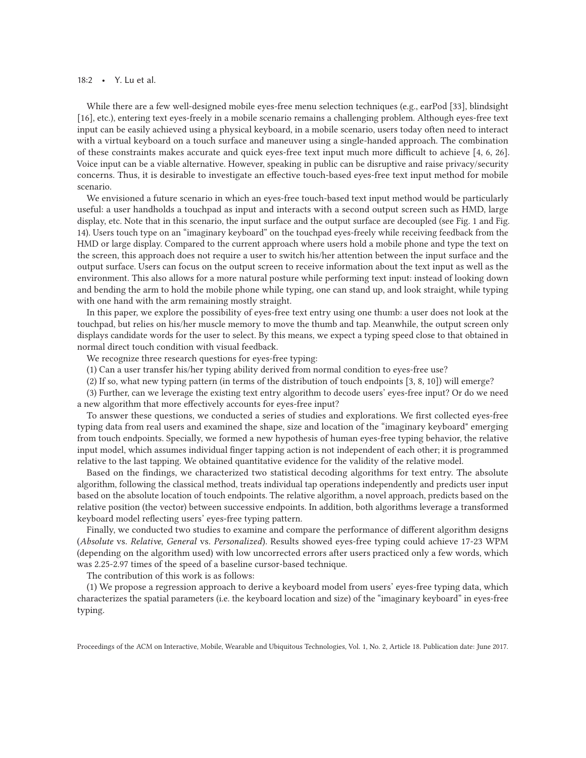While there are a few well-designed mobile eyes-free menu selection techniques (e.g., earPod [33], blindsight [16], etc.), entering text eyes-freely in a mobile scenario remains a challenging problem. Although eyes-free text input can be easily achieved using a physical keyboard, in a mobile scenario, users today often need to interact with a virtual keyboard on a touch surface and maneuver using a single-handed approach. The combination of these constraints makes accurate and quick eyes-free text input much more difficult to achieve [4, 6, 26]. Voice input can be a viable alternative. However, speaking in public can be disruptive and raise privacy/security concerns. Thus, it is desirable to investigate an effective touch-based eyes-free text input method for mobile scenario.

We envisioned a future scenario in which an eyes-free touch-based text input method would be particularly useful: a user handholds a touchpad as input and interacts with a second output screen such as HMD, large display, etc. Note that in this scenario, the input surface and the output surface are decoupled (see Fig. 1 and Fig. 14). Users touch type on an "imaginary keyboard" on the touchpad eyes-freely while receiving feedback from the HMD or large display. Compared to the current approach where users hold a mobile phone and type the text on the screen, this approach does not require a user to switch his/her attention between the input surface and the output surface. Users can focus on the output screen to receive information about the text input as well as the environment. This also allows for a more natural posture while performing text input: instead of looking down and bending the arm to hold the mobile phone while typing, one can stand up, and look straight, while typing with one hand with the arm remaining mostly straight.

In this paper, we explore the possibility of eyes-free text entry using one thumb: a user does not look at the touchpad, but relies on his/her muscle memory to move the thumb and tap. Meanwhile, the output screen only displays candidate words for the user to select. By this means, we expect a typing speed close to that obtained in normal direct touch condition with visual feedback.

We recognize three research questions for eyes-free typing:

(1) Can a user transfer his/her typing ability derived from normal condition to eyes-free use?

(2) If so, what new typing pattern (in terms of the distribution of touch endpoints [3, 8, 10]) will emerge?

(3) Further, can we leverage the existing text entry algorithm to decode users' eyes-free input? Or do we need a new algorithm that more effectively accounts for eyes-free input?

To answer these questions, we conducted a series of studies and explorations. We first collected eyes-free typing data from real users and examined the shape, size and location of the "imaginary keyboard" emerging from touch endpoints. Specially, we formed a new hypothesis of human eyes-free typing behavior, the relative input model, which assumes individual finger tapping action is not independent of each other; it is programmed relative to the last tapping. We obtained quantitative evidence for the validity of the relative model.

Based on the findings, we characterized two statistical decoding algorithms for text entry. The absolute algorithm, following the classical method, treats individual tap operations independently and predicts user input based on the absolute location of touch endpoints. The relative algorithm, a novel approach, predicts based on the relative position (the vector) between successive endpoints. In addition, both algorithms leverage a transformed keyboard model reflecting users' eyes-free typing pattern.

Finally, we conducted two studies to examine and compare the performance of different algorithm designs (*Absolute* vs. *Relative*, *General* vs. *Personalized*). Results showed eyes-free typing could achieve 17-23 WPM (depending on the algorithm used) with low uncorrected errors after users practiced only a few words, which was 2.25-2.97 times of the speed of a baseline cursor-based technique.

The contribution of this work is as follows:

(1) We propose a regression approach to derive a keyboard model from users' eyes-free typing data, which characterizes the spatial parameters (i.e. the keyboard location and size) of the "imaginary keyboard" in eyes-free typing.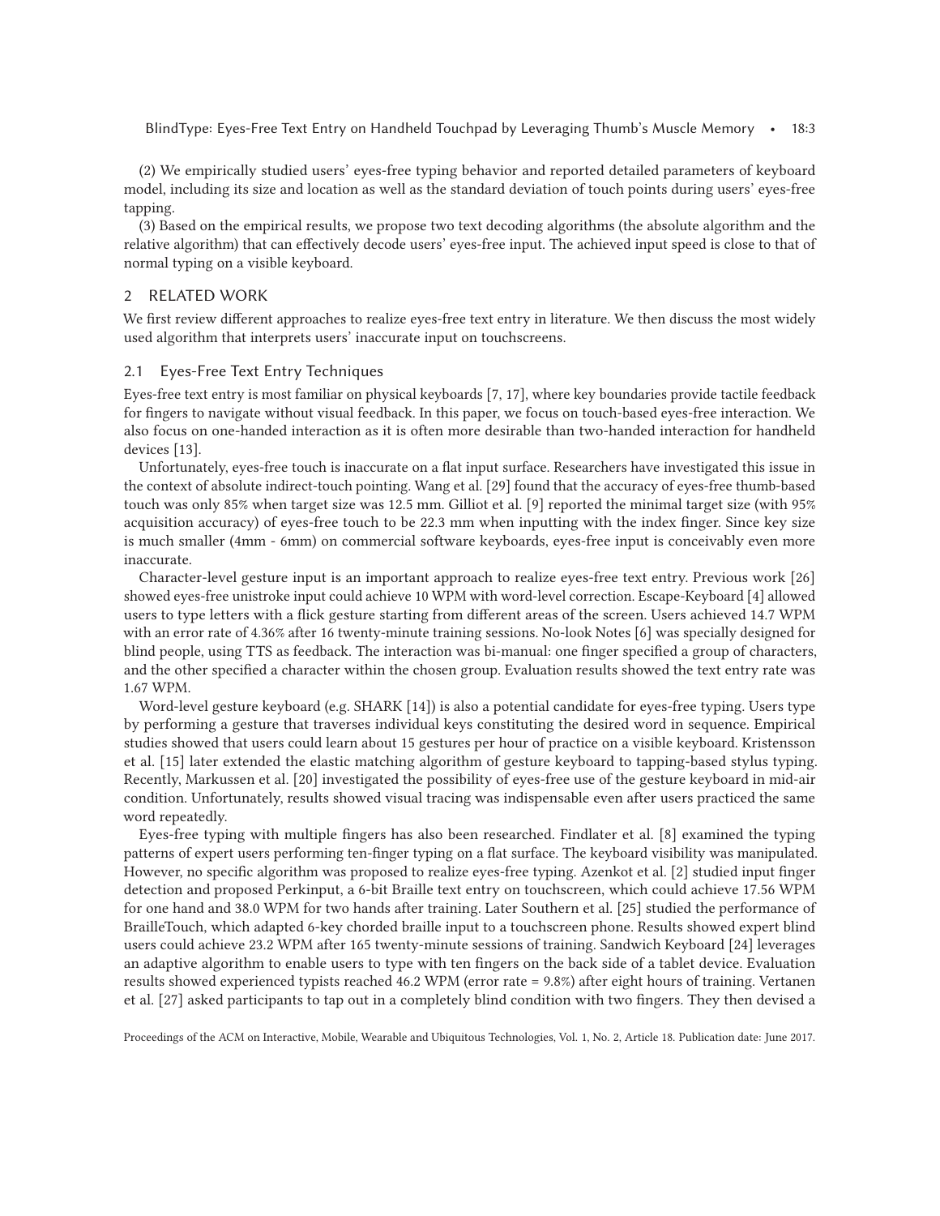(2) We empirically studied users' eyes-free typing behavior and reported detailed parameters of keyboard model, including its size and location as well as the standard deviation of touch points during users' eyes-free tapping.

(3) Based on the empirical results, we propose two text decoding algorithms (the absolute algorithm and the relative algorithm) that can effectively decode users' eyes-free input. The achieved input speed is close to that of normal typing on a visible keyboard.

## 2 RELATED WORK

We first review different approaches to realize eyes-free text entry in literature. We then discuss the most widely used algorithm that interprets users' inaccurate input on touchscreens.

### 2.1 Eyes-Free Text Entry Techniques

Eyes-free text entry is most familiar on physical keyboards [7, 17], where key boundaries provide tactile feedback for fingers to navigate without visual feedback. In this paper, we focus on touch-based eyes-free interaction. We also focus on one-handed interaction as it is often more desirable than two-handed interaction for handheld devices [13].

Unfortunately, eyes-free touch is inaccurate on a flat input surface. Researchers have investigated this issue in the context of absolute indirect-touch pointing. Wang et al. [29] found that the accuracy of eyes-free thumb-based touch was only 85% when target size was 12.5 mm. Gilliot et al. [9] reported the minimal target size (with 95% acquisition accuracy) of eyes-free touch to be 22.3 mm when inputting with the index finger. Since key size is much smaller (4mm - 6mm) on commercial software keyboards, eyes-free input is conceivably even more inaccurate.

Character-level gesture input is an important approach to realize eyes-free text entry. Previous work [26] showed eyes-free unistroke input could achieve 10 WPM with word-level correction. Escape-Keyboard [4] allowed users to type letters with a flick gesture starting from different areas of the screen. Users achieved 14.7 WPM with an error rate of 4.36% after 16 twenty-minute training sessions. No-look Notes [6] was specially designed for blind people, using TTS as feedback. The interaction was bi-manual: one finger specified a group of characters, and the other specified a character within the chosen group. Evaluation results showed the text entry rate was 1.67 WPM.

Word-level gesture keyboard (e.g. SHARK [14]) is also a potential candidate for eyes-free typing. Users type by performing a gesture that traverses individual keys constituting the desired word in sequence. Empirical studies showed that users could learn about 15 gestures per hour of practice on a visible keyboard. Kristensson et al. [15] later extended the elastic matching algorithm of gesture keyboard to tapping-based stylus typing. Recently, Markussen et al. [20] investigated the possibility of eyes-free use of the gesture keyboard in mid-air condition. Unfortunately, results showed visual tracing was indispensable even after users practiced the same word repeatedly.

Eyes-free typing with multiple fingers has also been researched. Findlater et al. [8] examined the typing patterns of expert users performing ten-finger typing on a flat surface. The keyboard visibility was manipulated. However, no specific algorithm was proposed to realize eyes-free typing. Azenkot et al. [2] studied input finger detection and proposed Perkinput, a 6-bit Braille text entry on touchscreen, which could achieve 17.56 WPM for one hand and 38.0 WPM for two hands after training. Later Southern et al. [25] studied the performance of BrailleTouch, which adapted 6-key chorded braille input to a touchscreen phone. Results showed expert blind users could achieve 23.2 WPM after 165 twenty-minute sessions of training. Sandwich Keyboard [24] leverages an adaptive algorithm to enable users to type with ten fingers on the back side of a tablet device. Evaluation results showed experienced typists reached 46.2 WPM (error rate = 9.8%) after eight hours of training. Vertanen et al. [27] asked participants to tap out in a completely blind condition with two fingers. They then devised a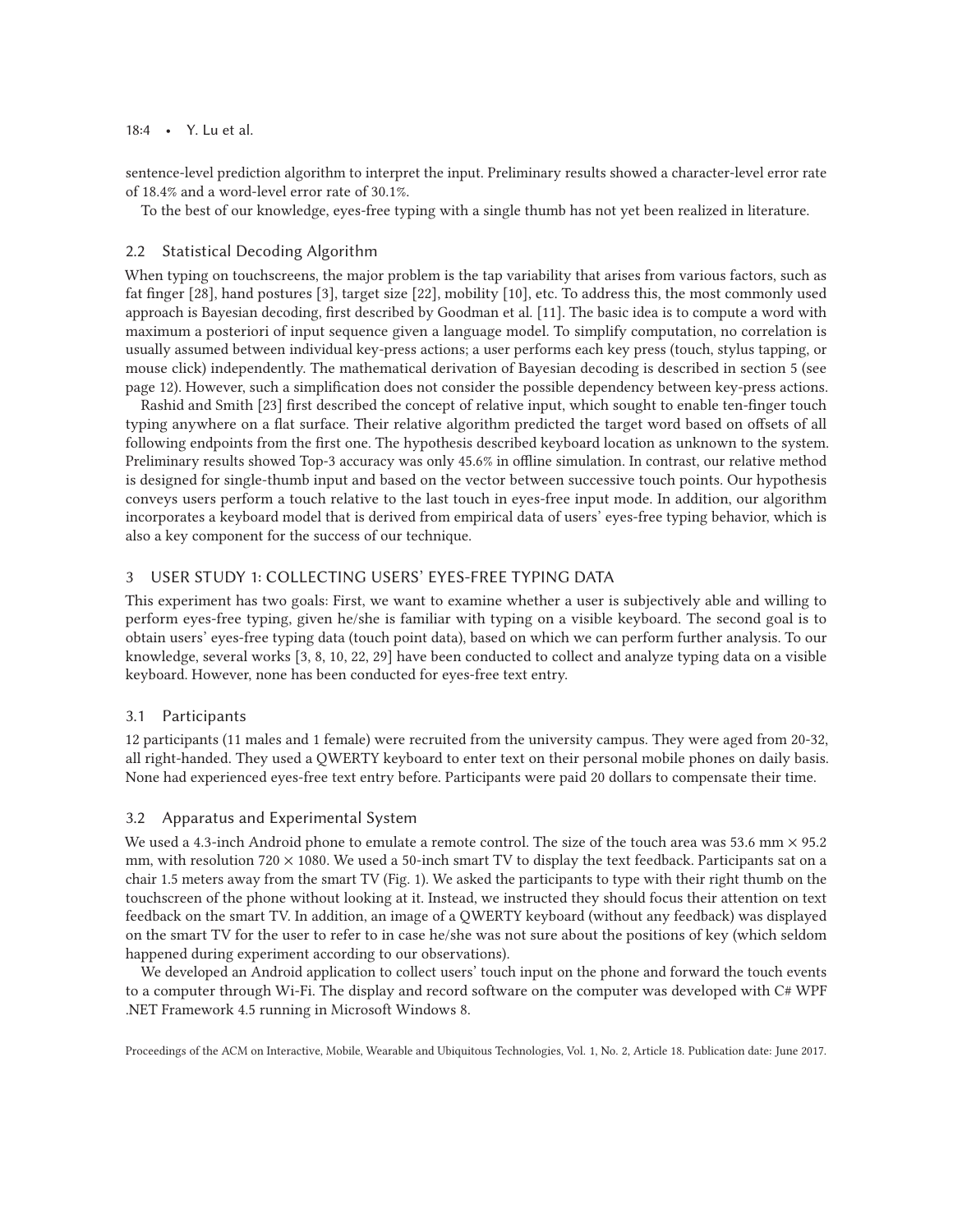sentence-level prediction algorithm to interpret the input. Preliminary results showed a character-level error rate of 18.4% and a word-level error rate of 30.1%.

To the best of our knowledge, eyes-free typing with a single thumb has not yet been realized in literature.

## 2.2 Statistical Decoding Algorithm

When typing on touchscreens, the major problem is the tap variability that arises from various factors, such as fat finger [28], hand postures [3], target size [22], mobility [10], etc. To address this, the most commonly used approach is Bayesian decoding, first described by Goodman et al. [11]. The basic idea is to compute a word with maximum a posteriori of input sequence given a language model. To simplify computation, no correlation is usually assumed between individual key-press actions; a user performs each key press (touch, stylus tapping, or mouse click) independently. The mathematical derivation of Bayesian decoding is described in section 5 (see page 12). However, such a simplification does not consider the possible dependency between key-press actions.

Rashid and Smith [23] first described the concept of relative input, which sought to enable ten-finger touch typing anywhere on a flat surface. Their relative algorithm predicted the target word based on offsets of all following endpoints from the first one. The hypothesis described keyboard location as unknown to the system. Preliminary results showed Top-3 accuracy was only 45.6% in offline simulation. In contrast, our relative method is designed for single-thumb input and based on the vector between successive touch points. Our hypothesis conveys users perform a touch relative to the last touch in eyes-free input mode. In addition, our algorithm incorporates a keyboard model that is derived from empirical data of users' eyes-free typing behavior, which is also a key component for the success of our technique.

# 3 USER STUDY 1: COLLECTING USERS' EYES-FREE TYPING DATA

This experiment has two goals: First, we want to examine whether a user is subjectively able and willing to perform eyes-free typing, given he/she is familiar with typing on a visible keyboard. The second goal is to obtain users' eyes-free typing data (touch point data), based on which we can perform further analysis. To our knowledge, several works [3, 8, 10, 22, 29] have been conducted to collect and analyze typing data on a visible keyboard. However, none has been conducted for eyes-free text entry.

## 3.1 Participants

12 participants (11 males and 1 female) were recruited from the university campus. They were aged from 20-32, all right-handed. They used a QWERTY keyboard to enter text on their personal mobile phones on daily basis. None had experienced eyes-free text entry before. Participants were paid 20 dollars to compensate their time.

## 3.2 Apparatus and Experimental System

We used a 4.3-inch Android phone to emulate a remote control. The size of the touch area was 53.6 mm $\times$ 95.2 mm, with resolution 720 $\times$ 1080. We used a 50-inch smart TV to display the text feedback. Participants sat on a chair 1.5 meters away from the smart TV (Fig. 1). We asked the participants to type with their right thumb on the touchscreen of the phone without looking at it. Instead, we instructed they should focus their attention on text feedback on the smart TV. In addition, an image of a QWERTY keyboard (without any feedback) was displayed on the smart TV for the user to refer to in case he/she was not sure about the positions of key (which seldom happened during experiment according to our observations).

We developed an Android application to collect users' touch input on the phone and forward the touch events to a computer through Wi-Fi. The display and record software on the computer was developed with C# WPF .NET Framework 4.5 running in Microsoft Windows 8.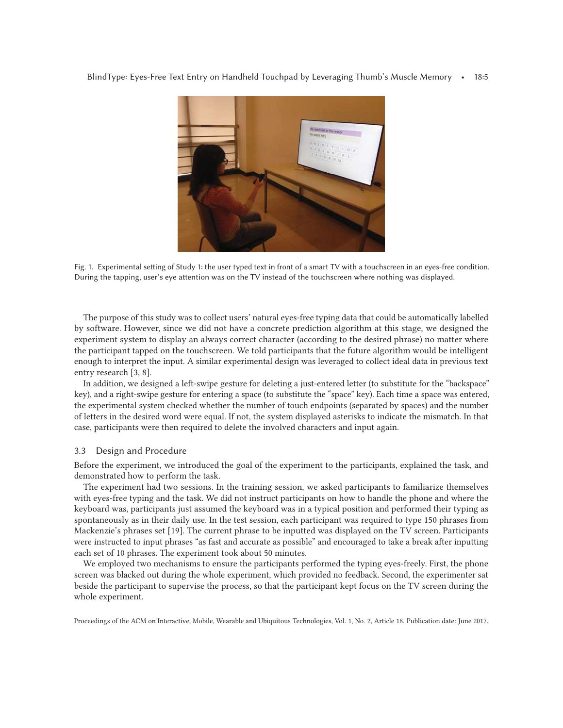Fig. 1. Experimental setting of Study 1: the user typed text in front of a smart TV with a touchscreen in an eyes-free condition. During the tapping, user's eye attention was on the TV instead of the touchscreen where nothing was displayed.

The purpose of this study was to collect users' natural eyes-free typing data that could be automatically labelled by software. However, since we did not have a concrete prediction algorithm at this stage, we designed the experiment system to display an always correct character (according to the desired phrase) no matter where the participant tapped on the touchscreen. We told participants that the future algorithm would be intelligent enough to interpret the input. A similar experimental design was leveraged to collect ideal data in previous text entry research [3, 8].

In addition, we designed a left-swipe gesture for deleting a just-entered letter (to substitute for the "backspace" key), and a right-swipe gesture for entering a space (to substitute the "space" key). Each time a space was entered, the experimental system checked whether the number of touch endpoints (separated by spaces) and the number of letters in the desired word were equal. If not, the system displayed asterisks to indicate the mismatch. In that case, participants were then required to delete the involved characters and input again.

### 3.3 Design and Procedure

Before the experiment, we introduced the goal of the experiment to the participants, explained the task, and demonstrated how to perform the task.

The experiment had two sessions. In the training session, we asked participants to familiarize themselves with eyes-free typing and the task. We did not instruct participants on how to handle the phone and where the keyboard was, participants just assumed the keyboard was in a typical position and performed their typing as spontaneously as in their daily use. In the test session, each participant was required to type 150 phrases from Mackenzie's phrases set [19]. The current phrase to be inputted was displayed on the TV screen. Participants were instructed to input phrases "as fast and accurate as possible" and encouraged to take a break after inputting each set of 10 phrases. The experiment took about 50 minutes.

We employed two mechanisms to ensure the participants performed the typing eyes-freely. First, the phone screen was blacked out during the whole experiment, which provided no feedback. Second, the experimenter sat beside the participant to supervise the process, so that the participant kept focus on the TV screen during the whole experiment.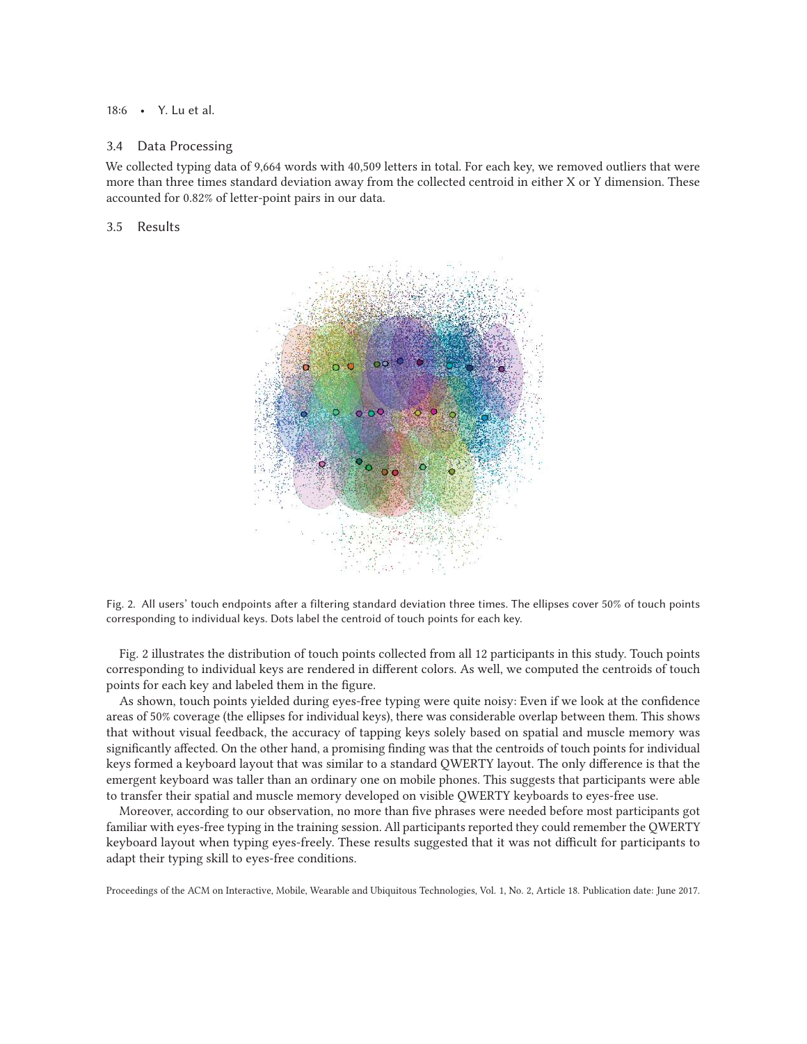### 3.4 Data Processing

We collected typing data of 9,664 words with 40,509 letters in total. For each key, we removed outliers that were more than three times standard deviation away from the collected centroid in either X or Y dimension. These accounted for 0.82% of letter-point pairs in our data.

### 3.5 Results

Fig. 2. All users' touch endpoints after a filtering standard deviation three times. The ellipses cover 50% of touch points corresponding to individual keys. Dots label the centroid of touch points for each key.

Fig. 2 illustrates the distribution of touch points collected from all 12 participants in this study. Touch points corresponding to individual keys are rendered in different colors. As well, we computed the centroids of touch points for each key and labeled them in the figure.

As shown, touch points yielded during eyes-free typing were quite noisy: Even if we look at the confidence areas of 50% coverage (the ellipses for individual keys), there was considerable overlap between them. This shows that without visual feedback, the accuracy of tapping keys solely based on spatial and muscle memory was significantly affected. On the other hand, a promising finding was that the centroids of touch points for individual keys formed a keyboard layout that was similar to a standard QWERTY layout. The only difference is that the emergent keyboard was taller than an ordinary one on mobile phones. This suggests that participants were able to transfer their spatial and muscle memory developed on visible QWERTY keyboards to eyes-free use.

Moreover, according to our observation, no more than five phrases were needed before most participants got familiar with eyes-free typing in the training session. All participants reported they could remember the QWERTY keyboard layout when typing eyes-freely. These results suggested that it was not difficult for participants to adapt their typing skill to eyes-free conditions.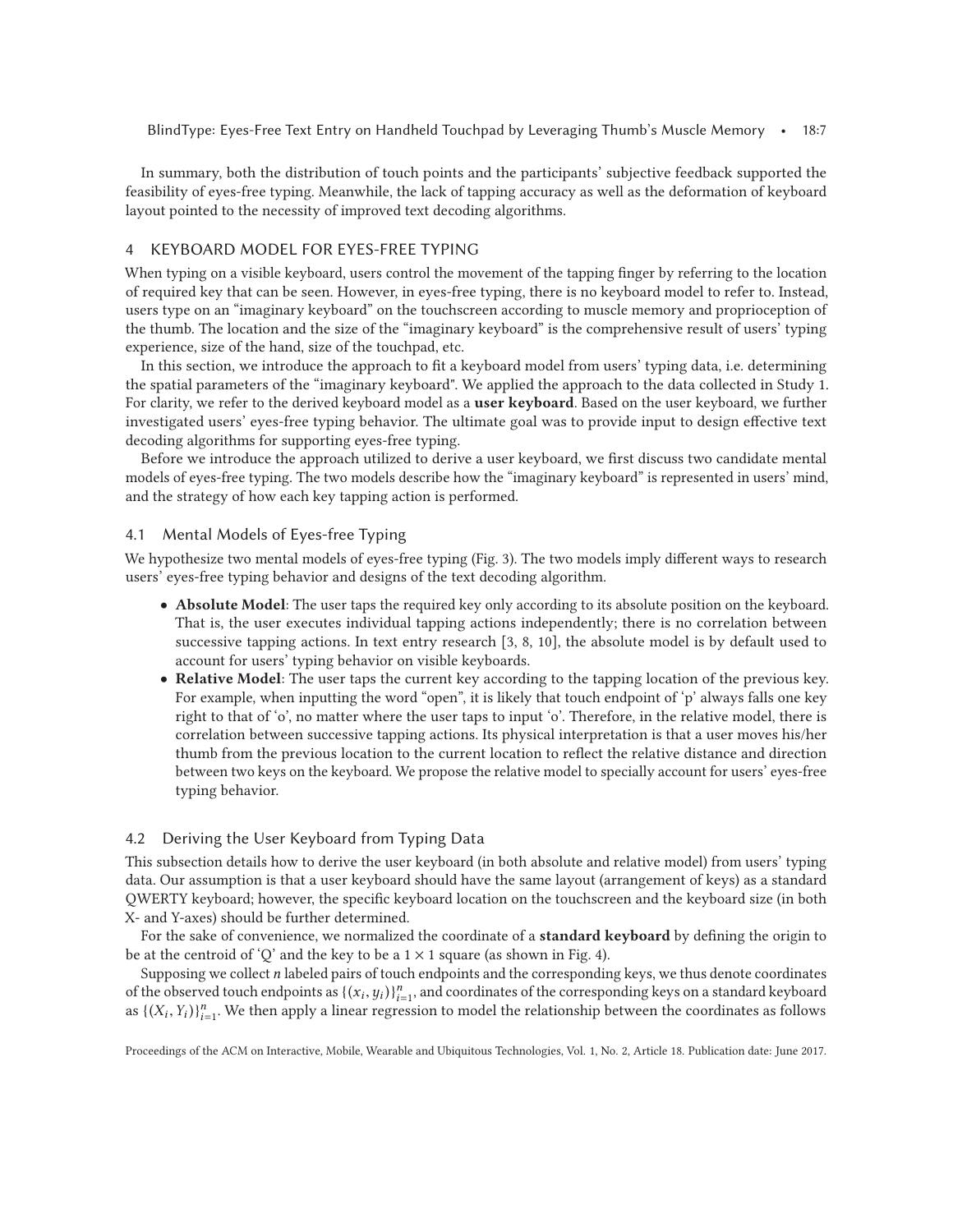In summary, both the distribution of touch points and the participants' subjective feedback supported the feasibility of eyes-free typing. Meanwhile, the lack of tapping accuracy as well as the deformation of keyboard layout pointed to the necessity of improved text decoding algorithms.

## 4 KEYBOARD MODEL FOR EYES-FREE TYPING

When typing on a visible keyboard, users control the movement of the tapping finger by referring to the location of required key that can be seen. However, in eyes-free typing, there is no keyboard model to refer to. Instead, users type on an "imaginary keyboard" on the touchscreen according to muscle memory and proprioception of the thumb. The location and the size of the "imaginary keyboard" is the comprehensive result of users' typing experience, size of the hand, size of the touchpad, etc.

In this section, we introduce the approach to fit a keyboard model from users' typing data, i.e. determining the spatial parameters of the "imaginary keyboard". We applied the approach to the data collected in Study 1. For clarity, we refer to the derived keyboard model as a **user keyboard**. Based on the user keyboard, we further investigated users' eyes-free typing behavior. The ultimate goal was to provide input to design effective text decoding algorithms for supporting eyes-free typing.

Before we introduce the approach utilized to derive a user keyboard, we first discuss two candidate mental models of eyes-free typing. The two models describe how the "imaginary keyboard" is represented in users' mind, and the strategy of how each key tapping action is performed.

### 4.1 Mental Models of Eyes-free Typing

We hypothesize two mental models of eyes-free typing (Fig. 3). The two models imply different ways to research users' eyes-free typing behavior and designs of the text decoding algorithm.

- **Absolute Model**: The user taps the required key only according to its absolute position on the keyboard. That is, the user executes individual tapping actions independently; there is no correlation between successive tapping actions. In text entry research [3, 8, 10], the absolute model is by default used to account for users' typing behavior on visible keyboards.
- **Relative Model**: The user taps the current key according to the tapping location of the previous key. For example, when inputting the word "open", it is likely that touch endpoint of 'p' always falls one key right to that of 'o', no matter where the user taps to input 'o'. Therefore, in the relative model, there is correlation between successive tapping actions. Its physical interpretation is that a user moves his/her thumb from the previous location to the current location to reflect the relative distance and direction between two keys on the keyboard. We propose the relative model to specially account for users' eyes-free typing behavior.

### 4.2 Deriving the User Keyboard from Typing Data

This subsection details how to derive the user keyboard (in both absolute and relative model) from users' typing data. Our assumption is that a user keyboard should have the same layout (arrangement of keys) as a standard QWERTY keyboard; however, the specific keyboard location on the touchscreen and the keyboard size (in both X- and Y-axes) should be further determined.

For the sake of convenience, we normalized the coordinate of a **standard keyboard** by defining the origin to be at the centroid of 'Q' and the key to be a $1 \times 1$ square (as shown in Fig. 4).

Supposing we collect $n$ labeled pairs of touch endpoints and the corresponding keys, we thus denote coordinates of the observed touch endpoints as $\{(x_i, y_i)\}_{i=1}^{n}$, and coordinates of the corresponding keys on a standard keyboard as $\{(X_i, Y_i)\}_{i=1}^{n}$. We then apply a linear regression to model the relationship between the coordinates as follows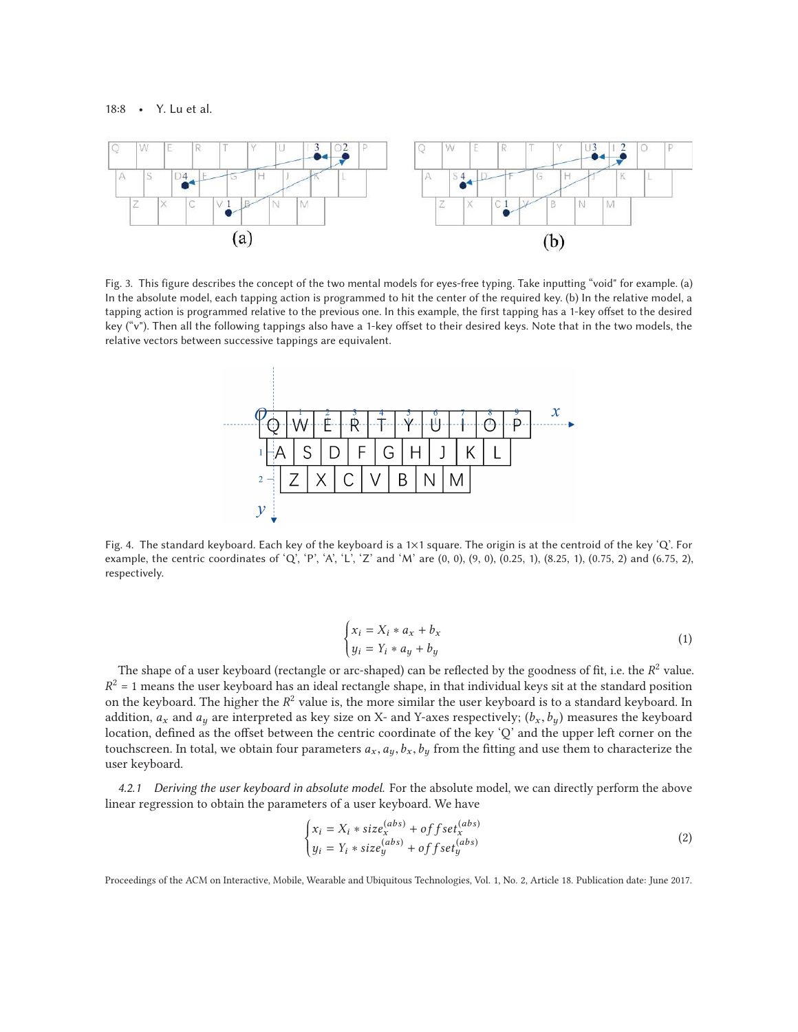Fig. 3. This figure describes the concept of the two mental models for eyes-free typing. Take inputting "void" for example. (a) In the absolute model, each tapping action is programmed to hit the center of the required key. (b) In the relative model, a tapping action is programmed relative to the previous one. In this example, the first tapping has a 1-key offset to the desired key ("v"). Then all the following tappings also have a 1-key offset to their desired keys. Note that in the two models, the relative vectors between successive tappings are equivalent.

Fig. 4. The standard keyboard. Each key of the keyboard is a 1×1 square. The origin is at the centroid of the key 'Q'. For example, the centric coordinates of 'Q', 'P', 'A', 'L', 'Z' and 'M' are (0, 0), (9, 0), (0.25, 1), (8.25, 1), (0.75, 2) and (6.75, 2), respectively.

$$\begin{cases} x_i = X_i * a_x + b_x \\ y_i = Y_i * a_y + b_y \end{cases} \tag{1}$$

The shape of a user keyboard (rectangle or arc-shaped) can be reflected by the goodness of fit, i.e. the $R^2$ value. $R^2 = 1$ means the user keyboard has an ideal rectangle shape, in that individual keys sit at the standard position on the keyboard. The higher the $R^2$ value is, the more similar the user keyboard is to a standard keyboard. In addition, $a_x$ and $a_y$ are interpreted as key size on X- and Y-axes respectively; $(b_x, b_y)$ measures the keyboard location, defined as the offset between the centric coordinate of the key 'Q' and the upper left corner on the touchscreen. In total, we obtain four parameters $a_x, a_y, b_x, b_y$ from the fitting and use them to characterize the user keyboard.

#### 4.2.1 *Deriving the user keyboard in absolute model.*

For the absolute model, we can directly perform the above linear regression to obtain the parameters of a user keyboard. We have

$$\begin{cases} x_i = X_i * size_x^{(abs)} + offset_x^{(abs)} \\ y_i = Y_i * size_y^{(abs)} + offset_y^{(abs)} \end{cases} \tag{2}$$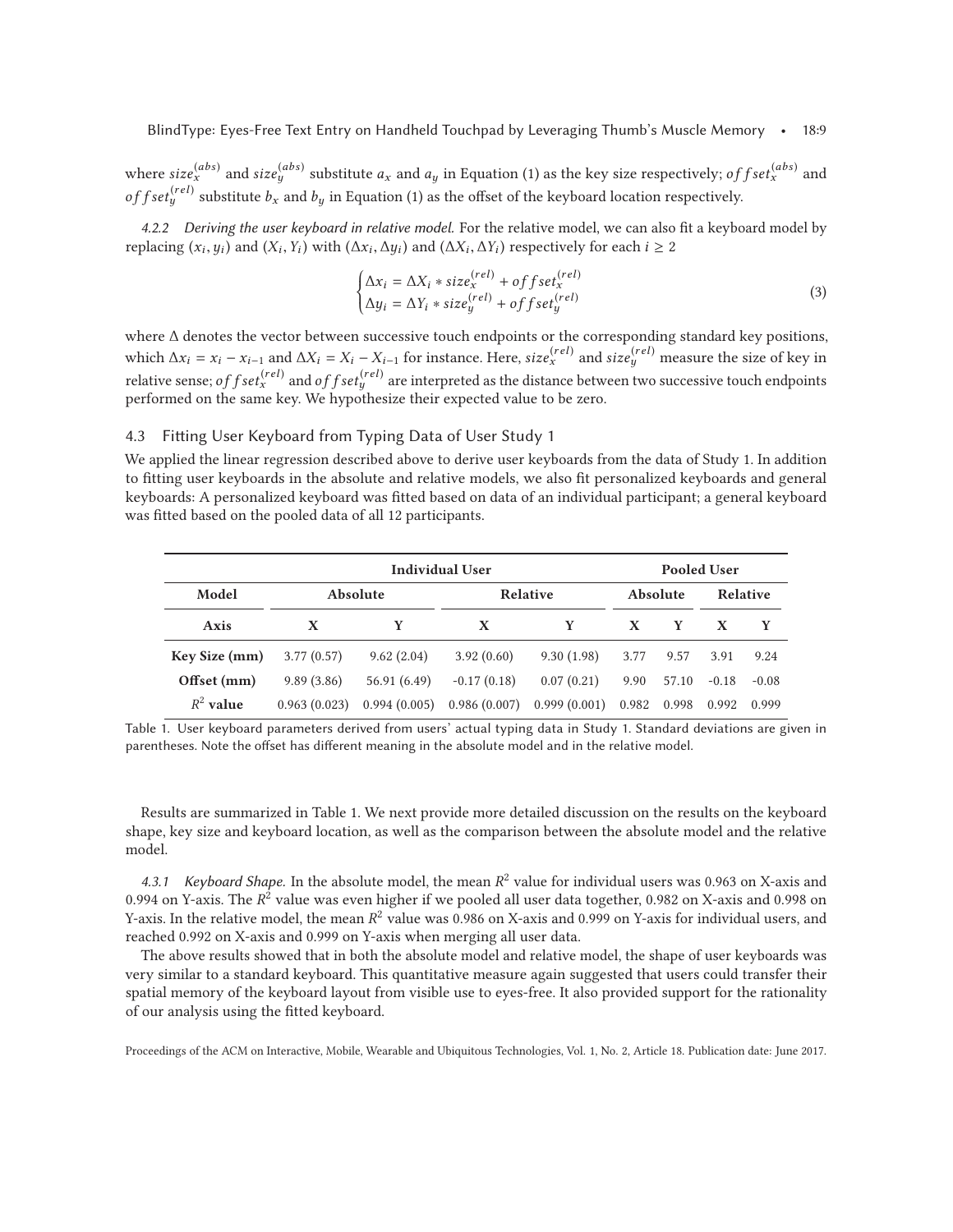where $size_x^{(abs)}$ and $size_y^{(abs)}$ substitute $a_x$ and $a_y$ in Equation (1) as the key size respectively; $offset_x^{(abs)}$ and $offset_y^{(rel)}$ substitute $b_x$ and $b_y$ in Equation (1) as the offset of the keyboard location respectively.

*4.2.2 Deriving the user keyboard in relative model.* For the relative model, we can also fit a keyboard model by replacing $(x_i, y_i)$ and $(X_i, Y_i)$ with $(\Delta x_i, \Delta y_i)$ and $(\Delta X_i, \Delta Y_i)$ respectively for each $i \geq 2$

$$\begin{cases} \Delta x_i = \Delta X_i * size_x^{(rel)} + offset_x^{(rel)} \\ \Delta y_i = \Delta Y_i * size_y^{(rel)} + offset_y^{(rel)} \end{cases} \tag{3}$$

where $\Delta$ denotes the vector between successive touch endpoints or the corresponding standard key positions, which $\Delta x_i = x_i - x_{i-1}$ and $\Delta X_i = X_i - X_{i-1}$ for instance. Here, $size_x^{(rel)}$ and $size_y^{(rel)}$ measure the size of key in relative sense; $offset_x^{(rel)}$ and $offset_y^{(rel)}$ are interpreted as the distance between two successive touch endpoints performed on the same key. We hypothesize their expected value to be zero.

## 4.3 Fitting User Keyboard from Typing Data of User Study 1

We applied the linear regression described above to derive user keyboards from the data of Study 1. In addition to fitting user keyboards in the absolute and relative models, we also fit personalized keyboards and general keyboards: A personalized keyboard was fitted based on data of an individual participant; a general keyboard was fitted based on the pooled data of all 12 participants.

| | **Individual User** | | | | **Pooled User** | | | |
|---|---|---|---|---|---|---|---|---|
| **Model** | **Absolute** | | **Relative** | | **Absolute** | | **Relative** | |
| **Axis** | **X** | **Y** | **X** | **Y** | **X** | **Y** | **X** | **Y** |
| **Key Size (mm)** | 3.77 (0.57) | 9.62 (2.04) | 3.92 (0.60) | 9.30 (1.98) | 3.77 | 9.57 | 3.91 | 9.24 |
| **Offset (mm)** | 9.89 (3.86) | 56.91 (6.49) | -0.17 (0.18) | 0.07 (0.21) | 9.90 | 57.10 | -0.18 | -0.08 |
| $R^2$ **value** | 0.963 (0.023) | 0.994 (0.005) | 0.986 (0.007) | 0.999 (0.001) | 0.982 | 0.998 | 0.992 | 0.999 |

Table 1. User keyboard parameters derived from users' actual typing data in Study 1. Standard deviations are given in parentheses. Note the offset has different meaning in the absolute model and in the relative model.

Results are summarized in Table 1. We next provide more detailed discussion on the results on the keyboard shape, key size and keyboard location, as well as the comparison between the absolute model and the relative model.

*4.3.1 Keyboard Shape.* In the absolute model, the mean $R^2$ value for individual users was 0.963 on X-axis and 0.994 on Y-axis. The $R^2$ value was even higher if we pooled all user data together, 0.982 on X-axis and 0.998 on Y-axis. In the relative model, the mean $R^2$ value was 0.986 on X-axis and 0.999 on Y-axis for individual users, and reached 0.992 on X-axis and 0.999 on Y-axis when merging all user data.

The above results showed that in both the absolute model and relative model, the shape of user keyboards was very similar to a standard keyboard. This quantitative measure again suggested that users could transfer their spatial memory of the keyboard layout from visible use to eyes-free. It also provided support for the rationality of our analysis using the fitted keyboard.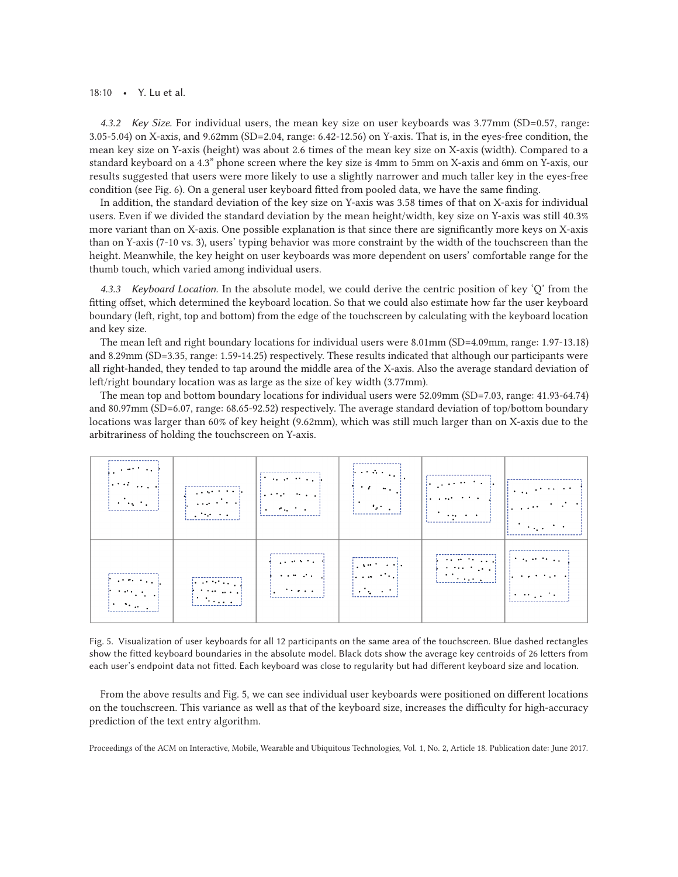*4.3.2 Key Size.* For individual users, the mean key size on user keyboards was 3.77mm (SD=0.57, range: 3.05-5.04) on X-axis, and 9.62mm (SD=2.04, range: 6.42-12.56) on Y-axis. That is, in the eyes-free condition, the mean key size on Y-axis (height) was about 2.6 times of the mean key size on X-axis (width). Compared to a standard keyboard on a 4.3" phone screen where the key size is 4mm to 5mm on X-axis and 6mm on Y-axis, our results suggested that users were more likely to use a slightly narrower and much taller key in the eyes-free condition (see Fig. 6). On a general user keyboard fitted from pooled data, we have the same finding.

In addition, the standard deviation of the key size on Y-axis was 3.58 times of that on X-axis for individual users. Even if we divided the standard deviation by the mean height/width, key size on Y-axis was still 40.3% more variant than on X-axis. One possible explanation is that since there are significantly more keys on X-axis than on Y-axis (7-10 vs. 3), users' typing behavior was more constraint by the width of the touchscreen than the height. Meanwhile, the key height on user keyboards was more dependent on users' comfortable range for the thumb touch, which varied among individual users.

*4.3.3 Keyboard Location.* In the absolute model, we could derive the centric position of key 'Q' from the fitting offset, which determined the keyboard location. So that we could also estimate how far the user keyboard boundary (left, right, top and bottom) from the edge of the touchscreen by calculating with the keyboard location and key size.

The mean left and right boundary locations for individual users were 8.01mm (SD=4.09mm, range: 1.97-13.18) and 8.29mm (SD=3.35, range: 1.59-14.25) respectively. These results indicated that although our participants were all right-handed, they tended to tap around the middle area of the X-axis. Also the average standard deviation of left/right boundary location was as large as the size of key width (3.77mm).

The mean top and bottom boundary locations for individual users were 52.09mm (SD=7.03, range: 41.93-64.74) and 80.97mm (SD=6.07, range: 68.65-92.52) respectively. The average standard deviation of top/bottom boundary locations was larger than 60% of key height (9.62mm), which was still much larger than on X-axis due to the arbitrariness of holding the touchscreen on Y-axis.

Fig. 5. Visualization of user keyboards for all 12 participants on the same area of the touchscreen. Blue dashed rectangles show the fitted keyboard boundaries in the absolute model. Black dots show the average key centroids of 26 letters from each user's endpoint data not fitted. Each keyboard was close to regularity but had different keyboard size and location.

From the above results and Fig. 5, we can see individual user keyboards were positioned on different locations on the touchscreen. This variance as well as that of the keyboard size, increases the difficulty for high-accuracy prediction of the text entry algorithm.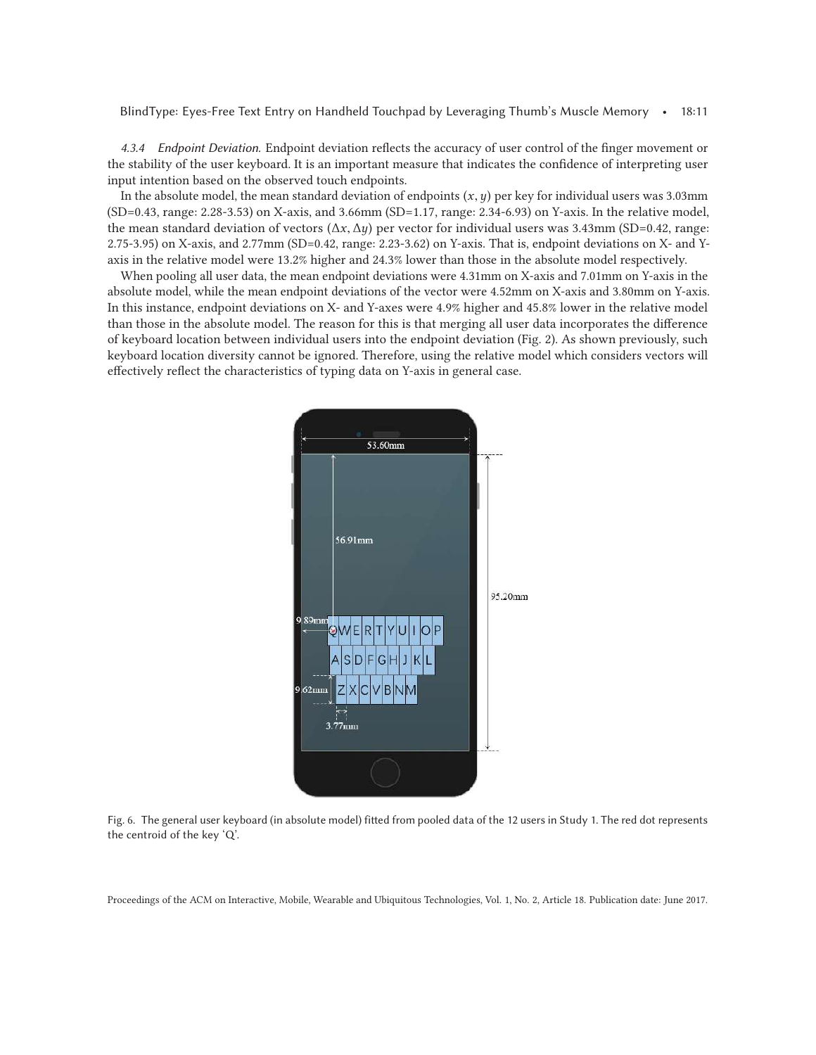*4.3.4 Endpoint Deviation.* Endpoint deviation reflects the accuracy of user control of the finger movement or the stability of the user keyboard. It is an important measure that indicates the confidence of interpreting user input intention based on the observed touch endpoints.

In the absolute model, the mean standard deviation of endpoints $(x, y)$ per key for individual users was 3.03mm (SD=0.43, range: 2.28-3.53) on X-axis, and 3.66mm (SD=1.17, range: 2.34-6.93) on Y-axis. In the relative model, the mean standard deviation of vectors $(\Delta x, \Delta y)$ per vector for individual users was 3.43mm (SD=0.42, range: 2.75-3.95) on X-axis, and 2.77mm (SD=0.42, range: 2.23-3.62) on Y-axis. That is, endpoint deviations on X- and Y-axis in the relative model were 13.2% higher and 24.3% lower than those in the absolute model respectively.

When pooling all user data, the mean endpoint deviations were 4.31mm on X-axis and 7.01mm on Y-axis in the absolute model, while the mean endpoint deviations of the vector were 4.52mm on X-axis and 3.80mm on Y-axis. In this instance, endpoint deviations on X- and Y-axes were 4.9% higher and 45.8% lower in the relative model than those in the absolute model. The reason for this is that merging all user data incorporates the difference of keyboard location between individual users into the endpoint deviation (Fig. 2). As shown previously, such keyboard location diversity cannot be ignored. Therefore, using the relative model which considers vectors will effectively reflect the characteristics of typing data on Y-axis in general case.

Fig. 6. The general user keyboard (in absolute model) fitted from pooled data of the 12 users in Study 1. The red dot represents the centroid of the key 'Q'.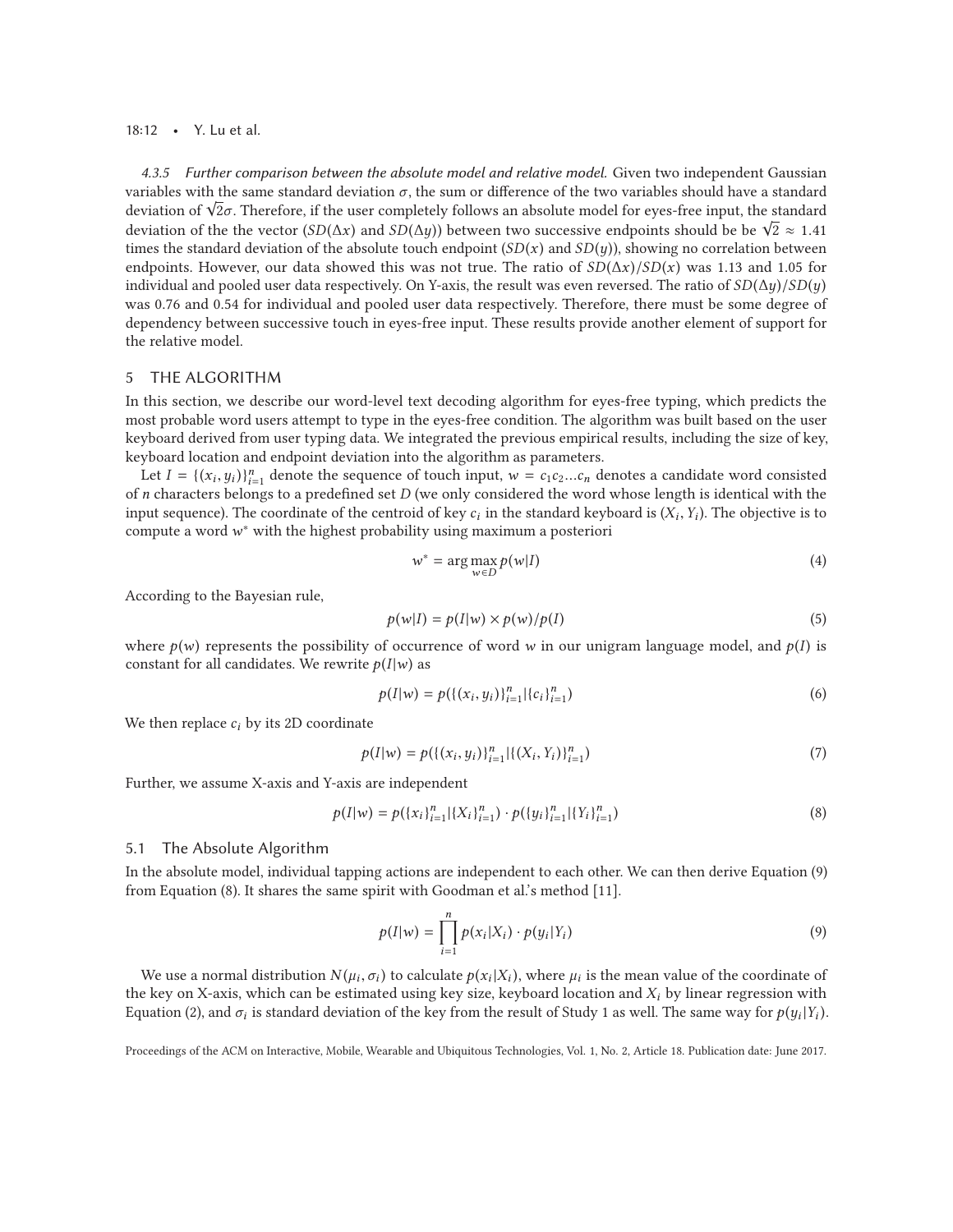*4.3.5 Further comparison between the absolute model and relative model.* Given two independent Gaussian variables with the same standard deviation $\sigma$, the sum or difference of the two variables should have a standard deviation of $\sqrt{2}\sigma$. Therefore, if the user completely follows an absolute model for eyes-free input, the standard deviation of the the vector ($SD(\Delta x)$ and $SD(\Delta y)$) between two successive endpoints should be be $\sqrt{2} \approx 1.41$ times the standard deviation of the absolute touch endpoint ($SD(x)$ and $SD(y)$), showing no correlation between endpoints. However, our data showed this was not true. The ratio of $SD(\Delta x)/SD(x)$ was 1.13 and 1.05 for individual and pooled user data respectively. On Y-axis, the result was even reversed. The ratio of $SD(\Delta y)/SD(y)$ was 0.76 and 0.54 for individual and pooled user data respectively. Therefore, there must be some degree of dependency between successive touch in eyes-free input. These results provide another element of support for the relative model.

## 5 THE ALGORITHM

In this section, we describe our word-level text decoding algorithm for eyes-free typing, which predicts the most probable word users attempt to type in the eyes-free condition. The algorithm was built based on the user keyboard derived from user typing data. We integrated the previous empirical results, including the size of key, keyboard location and endpoint deviation into the algorithm as parameters.

Let $I = \{(x_i, y_i)\}_{i=1}^n$ denote the sequence of touch input, $w = c_1 c_2 ... c_n$ denotes a candidate word consisted of $n$ characters belongs to a predefined set $D$ (we only considered the word whose length is identical with the input sequence). The coordinate of the centroid of key $c_i$ in the standard keyboard is $(X_i, Y_i)$. The objective is to compute a word $w^*$ with the highest probability using maximum a posteriori

$$w^* = \arg\max_{w \in D} p(w|I) \tag{4}$$

According to the Bayesian rule,

$$p(w|I) = p(I|w) \times p(w)/p(I) \tag{5}$$

where $p(w)$ represents the possibility of occurrence of word $w$ in our unigram language model, and $p(I)$ is constant for all candidates. We rewrite $p(I|w)$ as

$$p(I|w) = p(\{(x_i, y_i)\}_{i=1}^n | \{c_i\}_{i=1}^n) \tag{6}$$

We then replace $c_i$ by its 2D coordinate

$$p(I|w) = p(\{(x_i, y_i)\}_{i=1}^n | \{(X_i, Y_i)\}_{i=1}^n) \tag{7}$$

Further, we assume X-axis and Y-axis are independent

$$p(I|w) = p(\{x_i\}_{i=1}^n | \{X_i\}_{i=1}^n) \cdot p(\{y_i\}_{i=1}^n | \{Y_i\}_{i=1}^n) \tag{8}$$

### 5.1 The Absolute Algorithm

In the absolute model, individual tapping actions are independent to each other. We can then derive Equation (9) from Equation (8). It shares the same spirit with Goodman et al.'s method [11].

$$p(I|w) = \prod_{i=1}^{n} p(x_i|X_i) \cdot p(y_i|Y_i) \tag{9}$$

We use a normal distribution $N(\mu_i, \sigma_i)$ to calculate $p(x_i|X_i)$, where $\mu_i$ is the mean value of the coordinate of the key on X-axis, which can be estimated using key size, keyboard location and $X_i$ by linear regression with Equation (2), and $\sigma_i$ is standard deviation of the key from the result of Study 1 as well. The same way for $p(y_i|Y_i)$.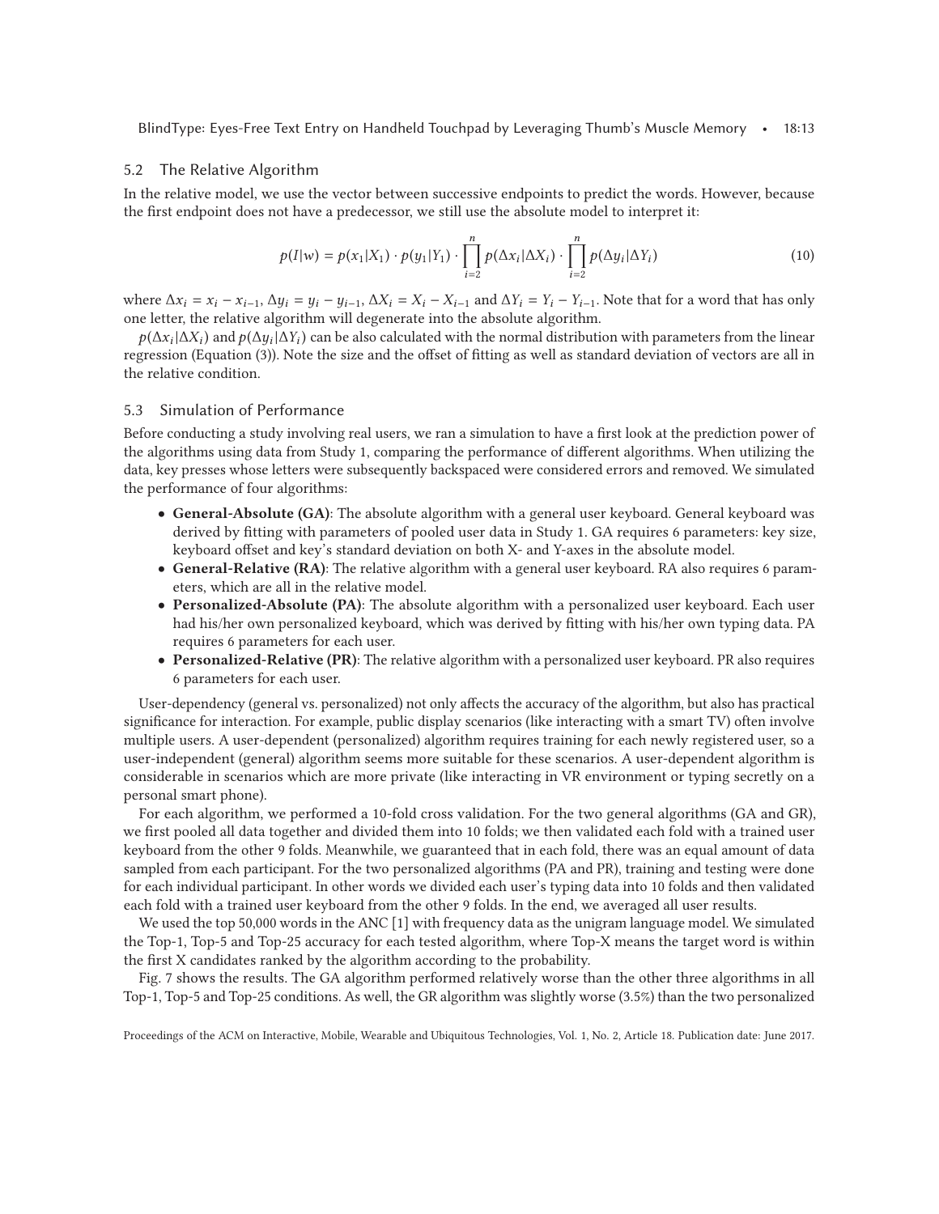### 5.2 The Relative Algorithm

In the relative model, we use the vector between successive endpoints to predict the words. However, because the first endpoint does not have a predecessor, we still use the absolute model to interpret it:

$$p(I|w) = p(x_1|X_1) \cdot p(y_1|Y_1) \cdot \prod_{i=2}^{n} p(\Delta x_i|\Delta X_i) \cdot \prod_{i=2}^{n} p(\Delta y_i|\Delta Y_i) \tag{10}$$

where $\Delta x_i = x_i - x_{i-1}$, $\Delta y_i = y_i - y_{i-1}$, $\Delta X_i = X_i - X_{i-1}$ and $\Delta Y_i = Y_i - Y_{i-1}$. Note that for a word that has only one letter, the relative algorithm will degenerate into the absolute algorithm.

$p(\Delta x_i|\Delta X_i)$ and $p(\Delta y_i|\Delta Y_i)$ can be also calculated with the normal distribution with parameters from the linear regression (Equation (3)). Note the size and the offset of fitting as well as standard deviation of vectors are all in the relative condition.

### 5.3 Simulation of Performance

Before conducting a study involving real users, we ran a simulation to have a first look at the prediction power of the algorithms using data from Study 1, comparing the performance of different algorithms. When utilizing the data, key presses whose letters were subsequently backspaced were considered errors and removed. We simulated the performance of four algorithms:

- **General-Absolute (GA)**: The absolute algorithm with a general user keyboard. General keyboard was derived by fitting with parameters of pooled user data in Study 1. GA requires 6 parameters: key size, keyboard offset and key's standard deviation on both X- and Y-axes in the absolute model.
- **General-Relative (RA)**: The relative algorithm with a general user keyboard. RA also requires 6 parameters, which are all in the relative model.
- **Personalized-Absolute (PA)**: The absolute algorithm with a personalized user keyboard. Each user had his/her own personalized keyboard, which was derived by fitting with his/her own typing data. PA requires 6 parameters for each user.
- **Personalized-Relative (PR)**: The relative algorithm with a personalized user keyboard. PR also requires 6 parameters for each user.

User-dependency (general vs. personalized) not only affects the accuracy of the algorithm, but also has practical significance for interaction. For example, public display scenarios (like interacting with a smart TV) often involve multiple users. A user-dependent (personalized) algorithm requires training for each newly registered user, so a user-independent (general) algorithm seems more suitable for these scenarios. A user-dependent algorithm is considerable in scenarios which are more private (like interacting in VR environment or typing secretly on a personal smart phone).

For each algorithm, we performed a 10-fold cross validation. For the two general algorithms (GA and GR), we first pooled all data together and divided them into 10 folds; we then validated each fold with a trained user keyboard from the other 9 folds. Meanwhile, we guaranteed that in each fold, there was an equal amount of data sampled from each participant. For the two personalized algorithms (PA and PR), training and testing were done for each individual participant. In other words we divided each user's typing data into 10 folds and then validated each fold with a trained user keyboard from the other 9 folds. In the end, we averaged all user results.

We used the top 50,000 words in the ANC [1] with frequency data as the unigram language model. We simulated the Top-1, Top-5 and Top-25 accuracy for each tested algorithm, where Top-X means the target word is within the first X candidates ranked by the algorithm according to the probability.

Fig. 7 shows the results. The GA algorithm performed relatively worse than the other three algorithms in all Top-1, Top-5 and Top-25 conditions. As well, the GR algorithm was slightly worse (3.5%) than the two personalized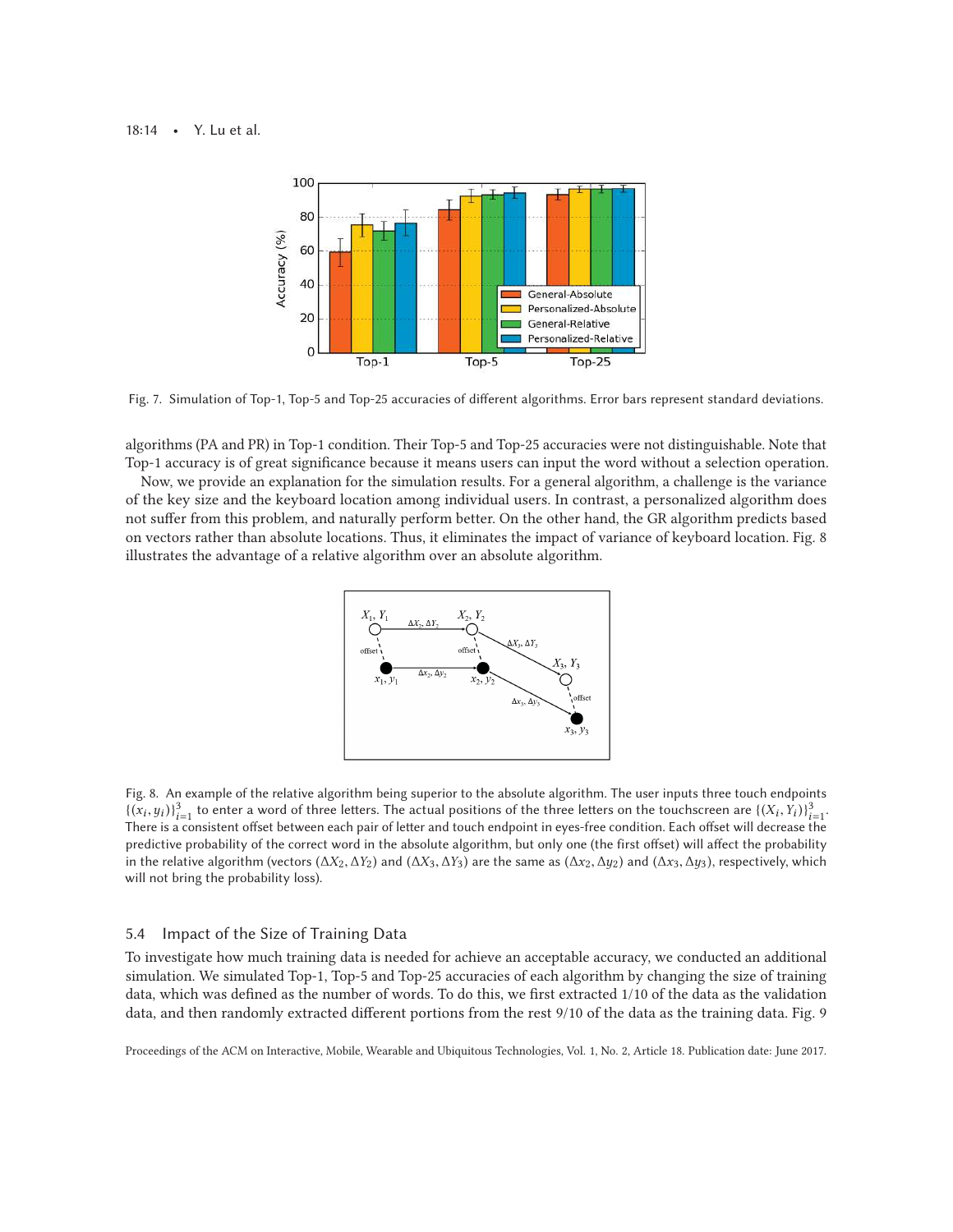100
80
60
40
20
0
Accuracy (%)
Top-1
Top-5
Top-25
General-Absolute
Personalized-Absolute
General-Relative
Personalized-Relative

Fig. 7. Simulation of Top-1, Top-5 and Top-25 accuracies of different algorithms. Error bars represent standard deviations.

algorithms (PA and PR) in Top-1 condition. Their Top-5 and Top-25 accuracies were not distinguishable. Note that Top-1 accuracy is of great significance because it means users can input the word without a selection operation.

Now, we provide an explanation for the simulation results. For a general algorithm, a challenge is the variance of the key size and the keyboard location among individual users. In contrast, a personalized algorithm does not suffer from this problem, and naturally perform better. On the other hand, the GR algorithm predicts based on vectors rather than absolute locations. Thus, it eliminates the impact of variance of keyboard location. Fig. 8 illustrates the advantage of a relative algorithm over an absolute algorithm.

$X_1, Y_1$
$\Delta X_2, \Delta Y_2$
$X_2, Y_2$
$\Delta X_3, \Delta Y_3$
$X_3, Y_3$
offset
offset
offset
$x_1, y_1$
$\Delta x_2, \Delta y_2$
$x_2, y_2$
$\Delta x_3, \Delta y_3$
$x_3, y_3$

Fig. 8. An example of the relative algorithm being superior to the absolute algorithm. The user inputs three touch endpoints $\{(x_i, y_i)\}_{i=1}^3$ to enter a word of three letters. The actual positions of the three letters on the touchscreen are $\{(X_i, Y_i)\}_{i=1}^3$. There is a consistent offset between each pair of letter and touch endpoint in eyes-free condition. Each offset will decrease the predictive probability of the correct word in the absolute algorithm, but only one (the first offset) will affect the probability in the relative algorithm (vectors $(\Delta X_2, \Delta Y_2)$ and $(\Delta X_3, \Delta Y_3)$ are the same as $(\Delta x_2, \Delta y_2)$ and $(\Delta x_3, \Delta y_3)$, respectively, which will not bring the probability loss).

### 5.4 Impact of the Size of Training Data

To investigate how much training data is needed for achieve an acceptable accuracy, we conducted an additional simulation. We simulated Top-1, Top-5 and Top-25 accuracies of each algorithm by changing the size of training data, which was defined as the number of words. To do this, we first extracted 1/10 of the data as the validation data, and then randomly extracted different portions from the rest 9/10 of the data as the training data. Fig. 9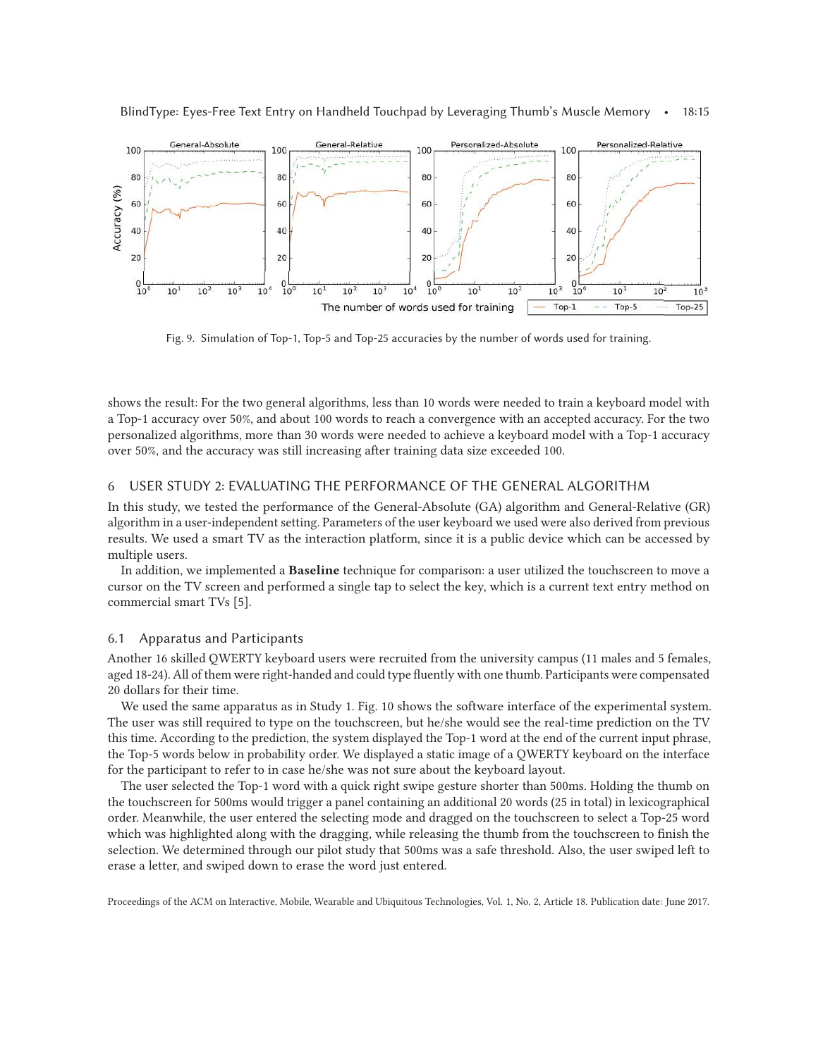General-Absolute

General-Relative

Personalized-Absolute

Personalized-Relative

Accuracy (%)

100

80

60

40

20

0

$10^0$ $10^1$ $10^2$ $10^3$ $10^4$

$10^0$ $10^1$ $10^2$ $10^3$ $10^4$

$10^0$ $10^1$ $10^2$ $10^3$

$10^0$ $10^1$ $10^2$ $10^3$

The number of words used for training

Top-1 Top-5 Top-25

Fig. 9. Simulation of Top-1, Top-5 and Top-25 accuracies by the number of words used for training.

shows the result: For the two general algorithms, less than 10 words were needed to train a keyboard model with a Top-1 accuracy over 50%, and about 100 words to reach a convergence with an accepted accuracy. For the two personalized algorithms, more than 30 words were needed to achieve a keyboard model with a Top-1 accuracy over 50%, and the accuracy was still increasing after training data size exceeded 100.

## 6 USER STUDY 2: EVALUATING THE PERFORMANCE OF THE GENERAL ALGORITHM

In this study, we tested the performance of the General-Absolute (GA) algorithm and General-Relative (GR) algorithm in a user-independent setting. Parameters of the user keyboard we used were also derived from previous results. We used a smart TV as the interaction platform, since it is a public device which can be accessed by multiple users.

In addition, we implemented a **Baseline** technique for comparison: a user utilized the touchscreen to move a cursor on the TV screen and performed a single tap to select the key, which is a current text entry method on commercial smart TVs [5].

### 6.1 Apparatus and Participants

Another 16 skilled QWERTY keyboard users were recruited from the university campus (11 males and 5 females, aged 18-24). All of them were right-handed and could type fluently with one thumb. Participants were compensated 20 dollars for their time.

We used the same apparatus as in Study 1. Fig. 10 shows the software interface of the experimental system. The user was still required to type on the touchscreen, but he/she would see the real-time prediction on the TV this time. According to the prediction, the system displayed the Top-1 word at the end of the current input phrase, the Top-5 words below in probability order. We displayed a static image of a QWERTY keyboard on the interface for the participant to refer to in case he/she was not sure about the keyboard layout.

The user selected the Top-1 word with a quick right swipe gesture shorter than 500ms. Holding the thumb on the touchscreen for 500ms would trigger a panel containing an additional 20 words (25 in total) in lexicographical order. Meanwhile, the user entered the selecting mode and dragged on the touchscreen to select a Top-25 word which was highlighted along with the dragging, while releasing the thumb from the touchscreen to finish the selection. We determined through our pilot study that 500ms was a safe threshold. Also, the user swiped left to erase a letter, and swiped down to erase the word just entered.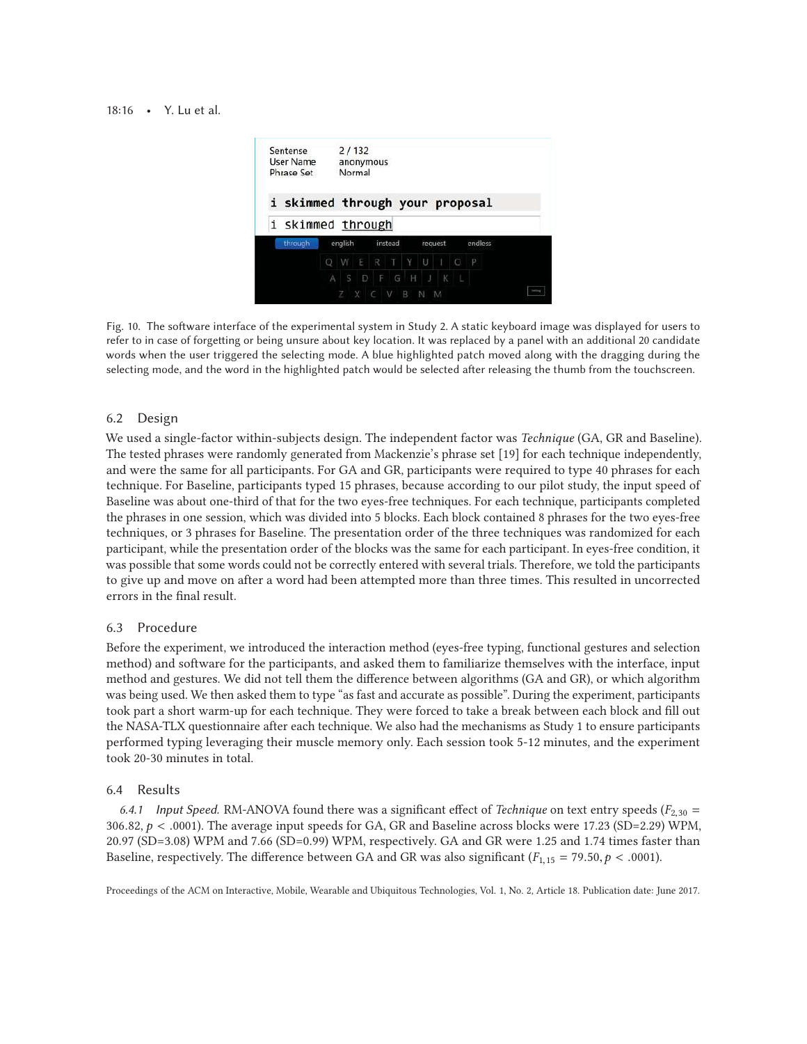Sentense 2 / 132
User Name anonymous
Phrase Set Normal

i skimmed through your proposal

i skimmed through

through english instead request endless

Q W E R T Y U I O P
A S D F G H J K L
Z X C V B N M

Fig. 10. The software interface of the experimental system in Study 2. A static keyboard image was displayed for users to refer to in case of forgetting or being unsure about key location. It was replaced by a panel with an additional 20 candidate words when the user triggered the selecting mode. A blue highlighted patch moved along with the dragging during the selecting mode, and the word in the highlighted patch would be selected after releasing the thumb from the touchscreen.

## 6.2 Design

We used a single-factor within-subjects design. The independent factor was *Technique* (GA, GR and Baseline). The tested phrases were randomly generated from Mackenzie's phrase set [19] for each technique independently, and were the same for all participants. For GA and GR, participants were required to type 40 phrases for each technique. For Baseline, participants typed 15 phrases, because according to our pilot study, the input speed of Baseline was about one-third of that for the two eyes-free techniques. For each technique, participants completed the phrases in one session, which was divided into 5 blocks. Each block contained 8 phrases for the two eyes-free techniques, or 3 phrases for Baseline. The presentation order of the three techniques was randomized for each participant, while the presentation order of the blocks was the same for each participant. In eyes-free condition, it was possible that some words could not be correctly entered with several trials. Therefore, we told the participants to give up and move on after a word had been attempted more than three times. This resulted in uncorrected errors in the final result.

## 6.3 Procedure

Before the experiment, we introduced the interaction method (eyes-free typing, functional gestures and selection method) and software for the participants, and asked them to familiarize themselves with the interface, input method and gestures. We did not tell them the difference between algorithms (GA and GR), or which algorithm was being used. We then asked them to type "as fast and accurate as possible". During the experiment, participants took part a short warm-up for each technique. They were forced to take a break between each block and fill out the NASA-TLX questionnaire after each technique. We also had the mechanisms as Study 1 to ensure participants performed typing leveraging their muscle memory only. Each session took 5-12 minutes, and the experiment took 20-30 minutes in total.

## 6.4 Results

*6.4.1 Input Speed.* RM-ANOVA found there was a significant effect of *Technique* on text entry speeds ($F_{2,30} = 306.82$, $p < .0001$). The average input speeds for GA, GR and Baseline across blocks were 17.23 (SD=2.29) WPM, 20.97 (SD=3.08) WPM and 7.66 (SD=0.99) WPM, respectively. GA and GR were 1.25 and 1.74 times faster than Baseline, respectively. The difference between GA and GR was also significant ($F_{1,15} = 79.50$, $p < .0001$).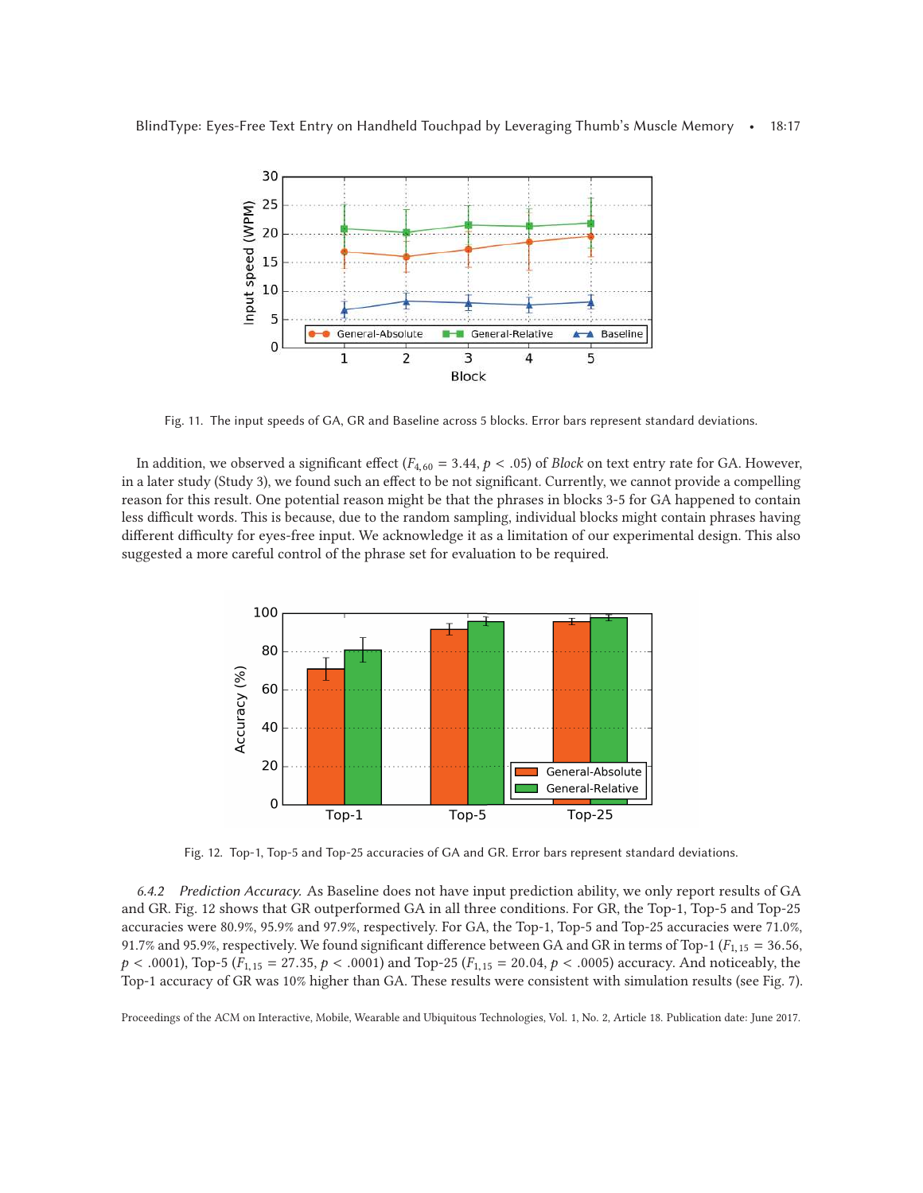30
25
20
15
10
5
0
Input speed (WPM)
1
2
3
4
5
Block
General-Absolute
General-Relative
Baseline

Fig. 11. The input speeds of GA, GR and Baseline across 5 blocks. Error bars represent standard deviations.

In addition, we observed a significant effect ($F_{4,60} = 3.44$, $p < .05$) of *Block* on text entry rate for GA. However, in a later study (Study 3), we found such an effect to be not significant. Currently, we cannot provide a compelling reason for this result. One potential reason might be that the phrases in blocks 3-5 for GA happened to contain less difficult words. This is because, due to the random sampling, individual blocks might contain phrases having different difficulty for eyes-free input. We acknowledge it as a limitation of our experimental design. This also suggested a more careful control of the phrase set for evaluation to be required.

100
80
60
40
20
0
Accuracy (%)
Top-1
Top-5
Top-25
General-Absolute
General-Relative

Fig. 12. Top-1, Top-5 and Top-25 accuracies of GA and GR. Error bars represent standard deviations.

*6.4.2 Prediction Accuracy.* As Baseline does not have input prediction ability, we only report results of GA and GR. Fig. 12 shows that GR outperformed GA in all three conditions. For GR, the Top-1, Top-5 and Top-25 accuracies were 80.9%, 95.9% and 97.9%, respectively. For GA, the Top-1, Top-5 and Top-25 accuracies were 71.0%, 91.7% and 95.9%, respectively. We found significant difference between GA and GR in terms of Top-1 ($F_{1,15} = 36.56$, $p < .0001$), Top-5 ($F_{1,15} = 27.35$, $p < .0001$) and Top-25 ($F_{1,15} = 20.04$, $p < .0005$) accuracy. And noticeably, the Top-1 accuracy of GR was 10% higher than GA. These results were consistent with simulation results (see Fig. 7).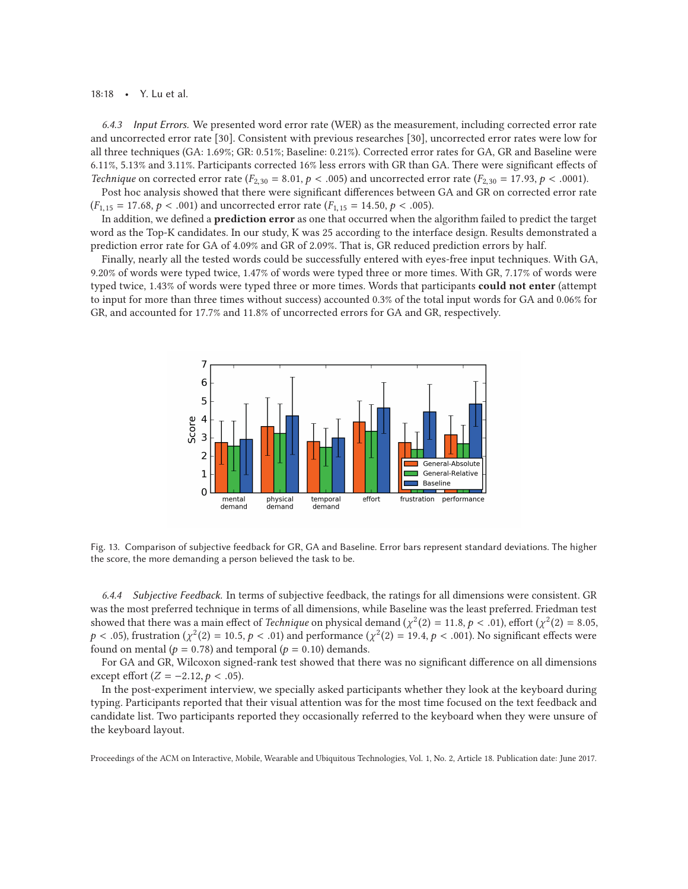*6.4.3 Input Errors.* We presented word error rate (WER) as the measurement, including corrected error rate and uncorrected error rate [30]. Consistent with previous researches [30], uncorrected error rates were low for all three techniques (GA: 1.69%; GR: 0.51%; Baseline: 0.21%). Corrected error rates for GA, GR and Baseline were 6.11%, 5.13% and 3.11%. Participants corrected 16% less errors with GR than GA. There were significant effects of *Technique* on corrected error rate ($F_{2,30} = 8.01, p < .005$) and uncorrected error rate ($F_{2,30} = 17.93, p < .0001$).

Post hoc analysis showed that there were significant differences between GA and GR on corrected error rate ($F_{1,15} = 17.68, p < .001$) and uncorrected error rate ($F_{1,15} = 14.50, p < .005$).

In addition, we defined a **prediction error** as one that occurred when the algorithm failed to predict the target word as the Top-K candidates. In our study, K was 25 according to the interface design. Results demonstrated a prediction error rate for GA of 4.09% and GR of 2.09%. That is, GR reduced prediction errors by half.

Finally, nearly all the tested words could be successfully entered with eyes-free input techniques. With GA, 9.20% of words were typed twice, 1.47% of words were typed three or more times. With GR, 7.17% of words were typed twice, 1.43% of words were typed three or more times. Words that participants **could not enter** (attempt to input for more than three times without success) accounted 0.3% of the total input words for GA and 0.06% for GR, and accounted for 17.7% and 11.8% of uncorrected errors for GA and GR, respectively.

Score
0
1
2
3
4
5
6
7
mental demand
physical demand
temporal demand
effort
frustration
performance
General-Absolute
General-Relative
Baseline

Fig. 13. Comparison of subjective feedback for GR, GA and Baseline. Error bars represent standard deviations. The higher the score, the more demanding a person believed the task to be.

*6.4.4 Subjective Feedback.* In terms of subjective feedback, the ratings for all dimensions were consistent. GR was the most preferred technique in terms of all dimensions, while Baseline was the least preferred. Friedman test showed that there was a main effect of *Technique* on physical demand ($\chi^2(2) = 11.8, p < .01$), effort ($\chi^2(2) = 8.05, p < .05$), frustration ($\chi^2(2) = 10.5, p < .01$) and performance ($\chi^2(2) = 19.4, p < .001$). No significant effects were found on mental ($p = 0.78$) and temporal ($p = 0.10$) demands.

For GA and GR, Wilcoxon signed-rank test showed that there was no significant difference on all dimensions except effort ($Z = -2.12, p < .05$).

In the post-experiment interview, we specially asked participants whether they look at the keyboard during typing. Participants reported that their visual attention was for the most time focused on the text feedback and candidate list. Two participants reported they occasionally referred to the keyboard when they were unsure of the keyboard layout.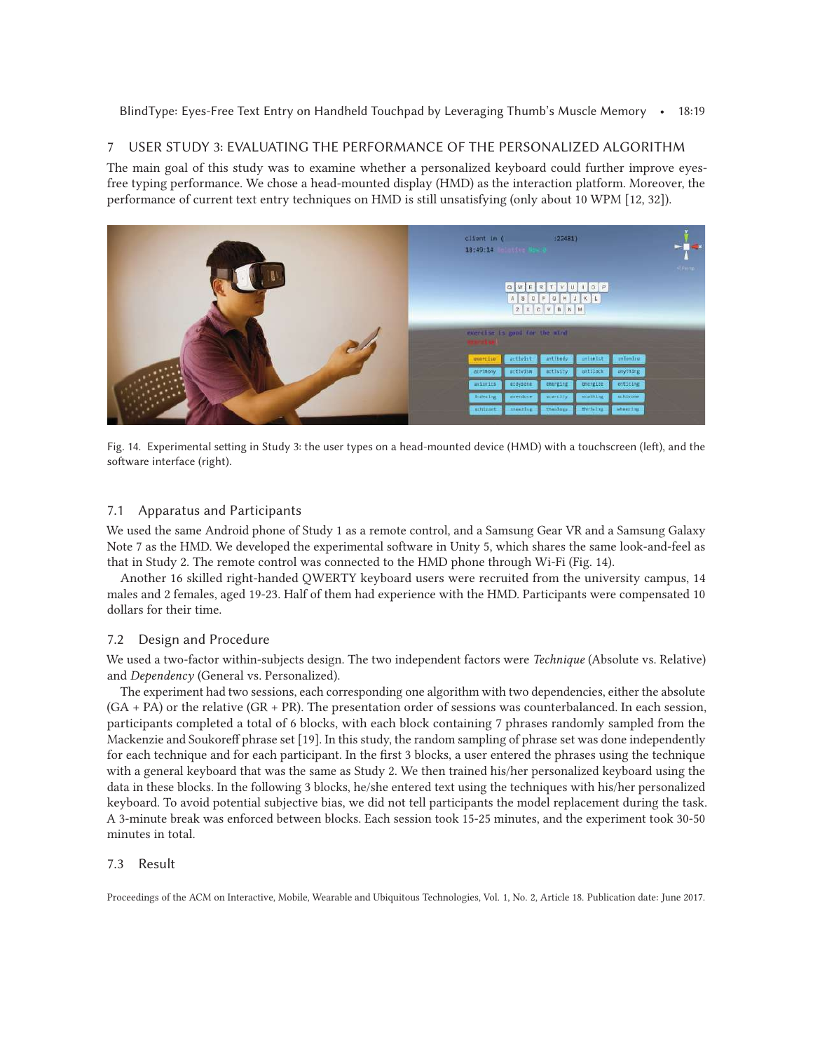## 7 USER STUDY 3: EVALUATING THE PERFORMANCE OF THE PERSONALIZED ALGORITHM

The main goal of this study was to examine whether a personalized keyboard could further improve eyes-free typing performance. We chose a head-mounted display (HMD) as the interaction platform. Moreover, the performance of current text entry techniques on HMD is still unsatisfying (only about 10 WPM [12, 32]).

Fig. 14. Experimental setting in Study 3: the user types on a head-mounted device (HMD) with a touchscreen (left), and the software interface (right).

### 7.1 Apparatus and Participants

We used the same Android phone of Study 1 as a remote control, and a Samsung Gear VR and a Samsung Galaxy Note 7 as the HMD. We developed the experimental software in Unity 5, which shares the same look-and-feel as that in Study 2. The remote control was connected to the HMD phone through Wi-Fi (Fig. 14).

Another 16 skilled right-handed QWERTY keyboard users were recruited from the university campus, 14 males and 2 females, aged 19-23. Half of them had experience with the HMD. Participants were compensated 10 dollars for their time.

### 7.2 Design and Procedure

We used a two-factor within-subjects design. The two independent factors were *Technique* (Absolute vs. Relative) and *Dependency* (General vs. Personalized).

The experiment had two sessions, each corresponding one algorithm with two dependencies, either the absolute (GA + PA) or the relative (GR + PR). The presentation order of sessions was counterbalanced. In each session, participants completed a total of 6 blocks, with each block containing 7 phrases randomly sampled from the Mackenzie and Soukoreff phrase set [19]. In this study, the random sampling of phrase set was done independently for each technique and for each participant. In the first 3 blocks, a user entered the phrases using the technique with a general keyboard that was the same as Study 2. We then trained his/her personalized keyboard using the data in these blocks. In the following 3 blocks, he/she entered text using the techniques with his/her personalized keyboard. To avoid potential subjective bias, we did not tell participants the model replacement during the task. A 3-minute break was enforced between blocks. Each session took 15-25 minutes, and the experiment took 30-50 minutes in total.

### 7.3 Result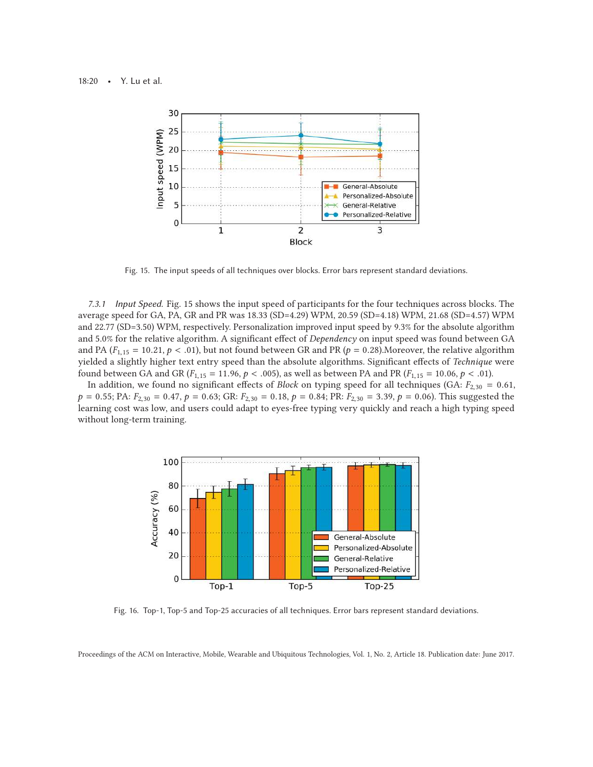30
25
20
15
10
5
0
Input speed (WPM)
1
2
3
Block
General-Absolute
Personalized-Absolute
General-Relative
Personalized-Relative

Fig. 15. The input speeds of all techniques over blocks. Error bars represent standard deviations.

*7.3.1 Input Speed.* Fig. 15 shows the input speed of participants for the four techniques across blocks. The average speed for GA, PA, GR and PR was 18.33 (SD=4.29) WPM, 20.59 (SD=4.18) WPM, 21.68 (SD=4.57) WPM and 22.77 (SD=3.50) WPM, respectively. Personalization improved input speed by 9.3% for the absolute algorithm and 5.0% for the relative algorithm. A significant effect of *Dependency* on input speed was found between GA and PA ($F_{1,15} = 10.21$, $p < .01$), but not found between GR and PR ($p = 0.28$).Moreover, the relative algorithm yielded a slightly higher text entry speed than the absolute algorithms. Significant effects of *Technique* were found between GA and GR ($F_{1,15} = 11.96$, $p < .005$), as well as between PA and PR ($F_{1,15} = 10.06$, $p < .01$).

In addition, we found no significant effects of *Block* on typing speed for all techniques (GA: $F_{2,30} = 0.61$, $p = 0.55$; PA: $F_{2,30} = 0.47$, $p = 0.63$; GR: $F_{2,30} = 0.18$, $p = 0.84$; PR: $F_{2,30} = 3.39$, $p = 0.06$). This suggested the learning cost was low, and users could adapt to eyes-free typing very quickly and reach a high typing speed without long-term training.

100
80
60
40
20
0
Accuracy (%)
Top-1
Top-5
Top-25
General-Absolute
Personalized-Absolute
General-Relative
Personalized-Relative

Fig. 16. Top-1, Top-5 and Top-25 accuracies of all techniques. Error bars represent standard deviations.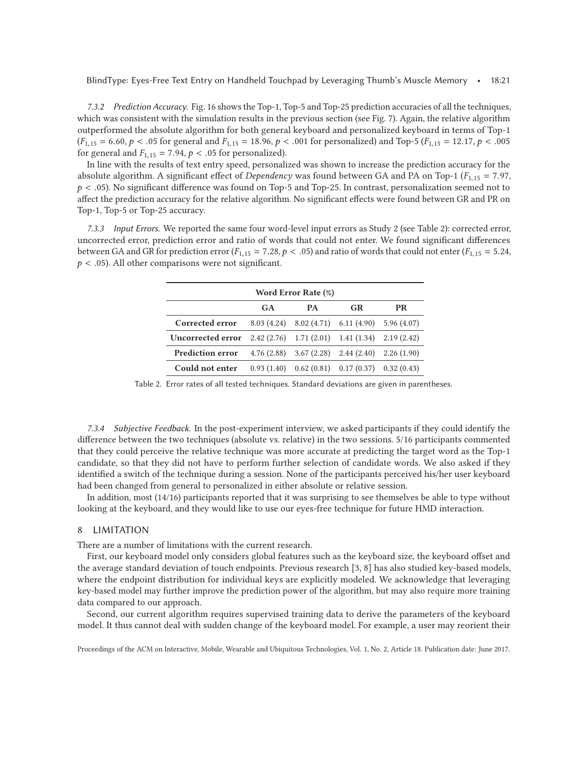*7.3.2 Prediction Accuracy.* Fig. 16 shows the Top-1, Top-5 and Top-25 prediction accuracies of all the techniques, which was consistent with the simulation results in the previous section (see Fig. 7). Again, the relative algorithm outperformed the absolute algorithm for both general keyboard and personalized keyboard in terms of Top-1 ($F_{1,15} = 6.60$, $p < .05$ for general and $F_{1,15} = 18.96$, $p < .001$ for personalized) and Top-5 ($F_{1,15} = 12.17$, $p < .005$ for general and $F_{1,15} = 7.94$, $p < .05$ for personalized).

In line with the results of text entry speed, personalized was shown to increase the prediction accuracy for the absolute algorithm. A significant effect of *Dependency* was found between GA and PA on Top-1 ($F_{1,15} = 7.97$, $p < .05$). No significant difference was found on Top-5 and Top-25. In contrast, personalization seemed not to affect the prediction accuracy for the relative algorithm. No significant effects were found between GR and PR on Top-1, Top-5 or Top-25 accuracy.

*7.3.3 Input Errors.* We reported the same four word-level input errors as Study 2 (see Table 2): corrected error, uncorrected error, prediction error and ratio of words that could not enter. We found significant differences between GA and GR for prediction error ($F_{1,15} = 7.28$, $p < .05$) and ratio of words that could not enter ($F_{1,15} = 5.24$, $p < .05$). All other comparisons were not significant.

| Word Error Rate (%) | | | | |
|---|---|---|---|---|
| | **GA** | **PA** | **GR** | **PR** |
| **Corrected error** | 8.03 (4.24) | 8.02 (4.71) | 6.11 (4.90) | 5.96 (4.07) |
| **Uncorrected error** | 2.42 (2.76) | 1.71 (2.01) | 1.41 (1.34) | 2.19 (2.42) |
| **Prediction error** | 4.76 (2.88) | 3.67 (2.28) | 2.44 (2.40) | 2.26 (1.90) |
| **Could not enter** | 0.93 (1.40) | 0.62 (0.81) | 0.17 (0.37) | 0.32 (0.43) |

Table 2. Error rates of all tested techniques. Standard deviations are given in parentheses.

*7.3.4 Subjective Feedback.* In the post-experiment interview, we asked participants if they could identify the difference between the two techniques (absolute vs. relative) in the two sessions. 5/16 participants commented that they could perceive the relative technique was more accurate at predicting the target word as the Top-1 candidate, so that they did not have to perform further selection of candidate words. We also asked if they identified a switch of the technique during a session. None of the participants perceived his/her user keyboard had been changed from general to personalized in either absolute or relative session.

In addition, most (14/16) participants reported that it was surprising to see themselves be able to type without looking at the keyboard, and they would like to use our eyes-free technique for future HMD interaction.

# 8 LIMITATION

There are a number of limitations with the current research.

First, our keyboard model only considers global features such as the keyboard size, the keyboard offset and the average standard deviation of touch endpoints. Previous research [3, 8] has also studied key-based models, where the endpoint distribution for individual keys are explicitly modeled. We acknowledge that leveraging key-based model may further improve the prediction power of the algorithm, but may also require more training data compared to our approach.

Second, our current algorithm requires supervised training data to derive the parameters of the keyboard model. It thus cannot deal with sudden change of the keyboard model. For example, a user may reorient their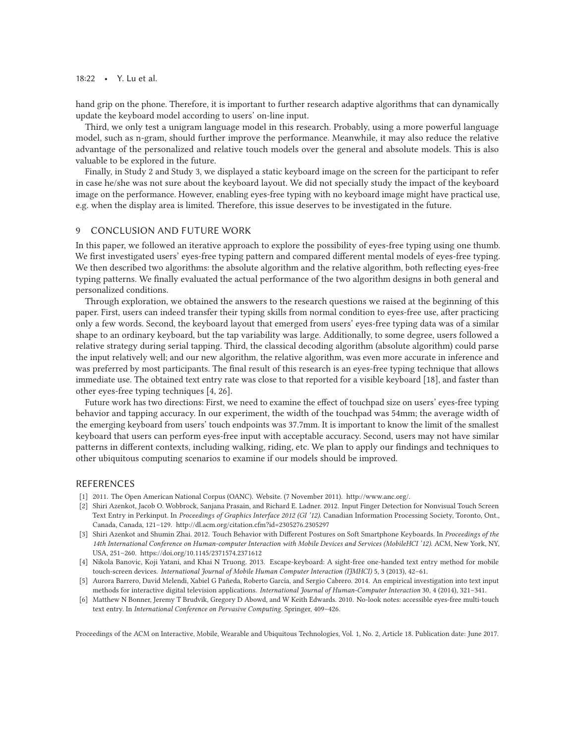hand grip on the phone. Therefore, it is important to further research adaptive algorithms that can dynamically update the keyboard model according to users' on-line input.

Third, we only test a unigram language model in this research. Probably, using a more powerful language model, such as n-gram, should further improve the performance. Meanwhile, it may also reduce the relative advantage of the personalized and relative touch models over the general and absolute models. This is also valuable to be explored in the future.

Finally, in Study 2 and Study 3, we displayed a static keyboard image on the screen for the participant to refer in case he/she was not sure about the keyboard layout. We did not specially study the impact of the keyboard image on the performance. However, enabling eyes-free typing with no keyboard image might have practical use, e.g. when the display area is limited. Therefore, this issue deserves to be investigated in the future.

## 9 CONCLUSION AND FUTURE WORK

In this paper, we followed an iterative approach to explore the possibility of eyes-free typing using one thumb. We first investigated users' eyes-free typing pattern and compared different mental models of eyes-free typing. We then described two algorithms: the absolute algorithm and the relative algorithm, both reflecting eyes-free typing patterns. We finally evaluated the actual performance of the two algorithm designs in both general and personalized conditions.

Through exploration, we obtained the answers to the research questions we raised at the beginning of this paper. First, users can indeed transfer their typing skills from normal condition to eyes-free use, after practicing only a few words. Second, the keyboard layout that emerged from users' eyes-free typing data was of a similar shape to an ordinary keyboard, but the tap variability was large. Additionally, to some degree, users followed a relative strategy during serial tapping. Third, the classical decoding algorithm (absolute algorithm) could parse the input relatively well; and our new algorithm, the relative algorithm, was even more accurate in inference and was preferred by most participants. The final result of this research is an eyes-free typing technique that allows immediate use. The obtained text entry rate was close to that reported for a visible keyboard [18], and faster than other eyes-free typing techniques [4, 26].

Future work has two directions: First, we need to examine the effect of touchpad size on users' eyes-free typing behavior and tapping accuracy. In our experiment, the width of the touchpad was 54mm; the average width of the emerging keyboard from users' touch endpoints was 37.7mm. It is important to know the limit of the smallest keyboard that users can perform eyes-free input with acceptable accuracy. Second, users may not have similar patterns in different contexts, including walking, riding, etc. We plan to apply our findings and techniques to other ubiquitous computing scenarios to examine if our models should be improved.

## REFERENCES

[1] 2011. The Open American National Corpus (OANC). Website. (7 November 2011). http://www.anc.org/.

[2] Shiri Azenkot, Jacob O. Wobbrock, Sanjana Prasain, and Richard E. Ladner. 2012. Input Finger Detection for Nonvisual Touch Screen Text Entry in Perkinput. In *Proceedings of Graphics Interface 2012 (GI '12)*. Canadian Information Processing Society, Toronto, Ont., Canada, Canada, 121–129. http://dl.acm.org/citation.cfm?id=2305276.2305297

[3] Shiri Azenkot and Shumin Zhai. 2012. Touch Behavior with Different Postures on Soft Smartphone Keyboards. In *Proceedings of the 14th International Conference on Human-computer Interaction with Mobile Devices and Services (MobileHCI '12)*. ACM, New York, NY, USA, 251–260. https://doi.org/10.1145/2371574.2371612

[4] Nikola Banovic, Koji Yatani, and Khai N Truong. 2013. Escape-keyboard: A sight-free one-handed text entry method for mobile touch-screen devices. *International Journal of Mobile Human Computer Interaction (IJMHCI)* 5, 3 (2013), 42–61.

[5] Aurora Barrero, David Melendi, Xabiel G Pañeda, Roberto García, and Sergio Cabrero. 2014. An empirical investigation into text input methods for interactive digital television applications. *International Journal of Human-Computer Interaction* 30, 4 (2014), 321–341.

[6] Matthew N Bonner, Jeremy T Brudvik, Gregory D Abowd, and W Keith Edwards. 2010. No-look notes: accessible eyes-free multi-touch text entry. In *International Conference on Pervasive Computing*. Springer, 409–426.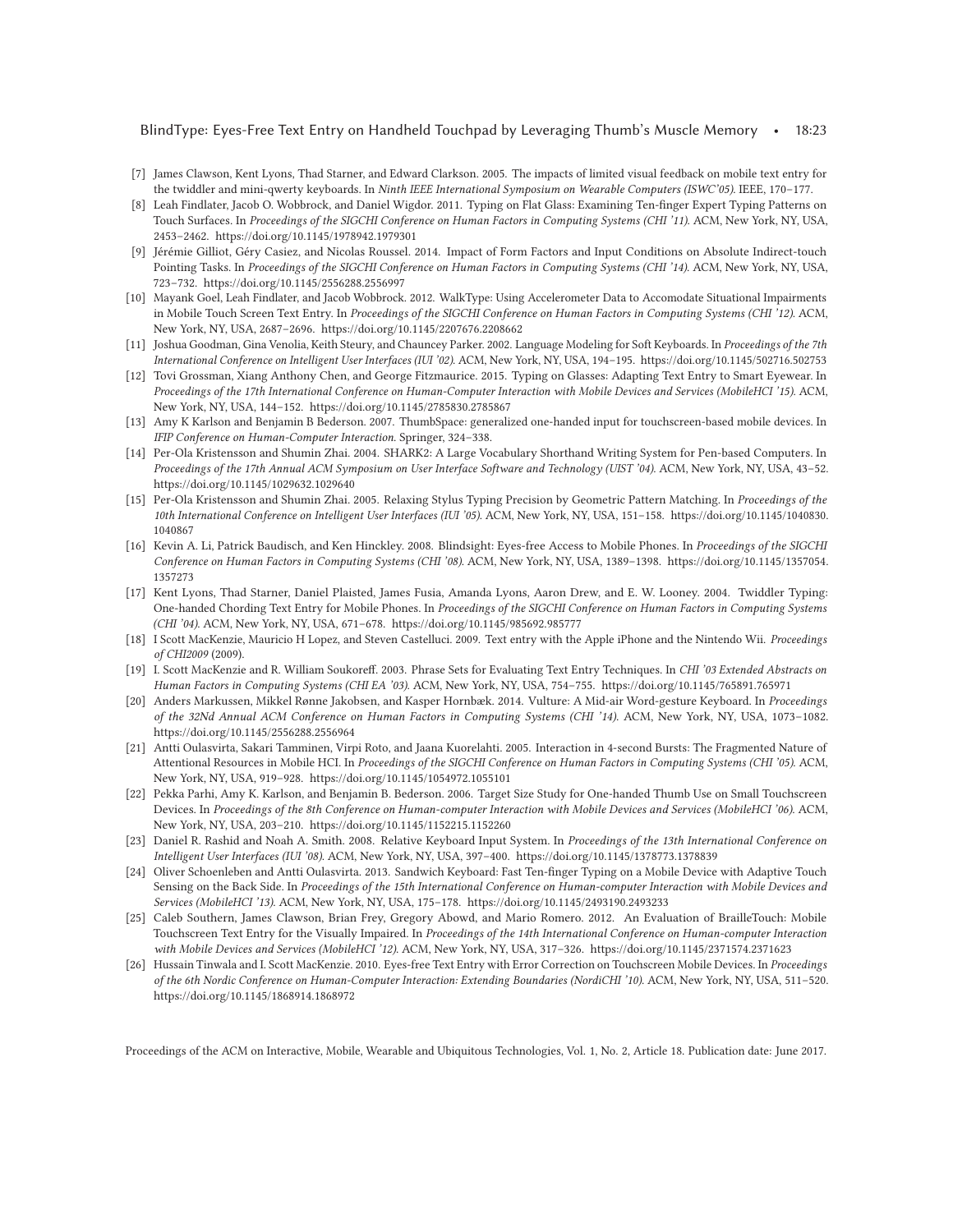[7] James Clawson, Kent Lyons, Thad Starner, and Edward Clarkson. 2005. The impacts of limited visual feedback on mobile text entry for the twiddler and mini-qwerty keyboards. In *Ninth IEEE International Symposium on Wearable Computers (ISWC'05)*. IEEE, 170–177.

[8] Leah Findlater, Jacob O. Wobbrock, and Daniel Wigdor. 2011. Typing on Flat Glass: Examining Ten-finger Expert Typing Patterns on Touch Surfaces. In *Proceedings of the SIGCHI Conference on Human Factors in Computing Systems (CHI '11)*. ACM, New York, NY, USA, 2453–2462. https://doi.org/10.1145/1978942.1979301

[9] Jérémie Gilliot, Géry Casiez, and Nicolas Roussel. 2014. Impact of Form Factors and Input Conditions on Absolute Indirect-touch Pointing Tasks. In *Proceedings of the SIGCHI Conference on Human Factors in Computing Systems (CHI '14)*. ACM, New York, NY, USA, 723–732. https://doi.org/10.1145/2556288.2556997

[10] Mayank Goel, Leah Findlater, and Jacob Wobbrock. 2012. WalkType: Using Accelerometer Data to Accomodate Situational Impairments in Mobile Touch Screen Text Entry. In *Proceedings of the SIGCHI Conference on Human Factors in Computing Systems (CHI '12)*. ACM, New York, NY, USA, 2687–2696. https://doi.org/10.1145/2207676.2208662

[11] Joshua Goodman, Gina Venolia, Keith Steury, and Chauncey Parker. 2002. Language Modeling for Soft Keyboards. In *Proceedings of the 7th International Conference on Intelligent User Interfaces (IUI '02)*. ACM, New York, NY, USA, 194–195. https://doi.org/10.1145/502716.502753

[12] Tovi Grossman, Xiang Anthony Chen, and George Fitzmaurice. 2015. Typing on Glasses: Adapting Text Entry to Smart Eyewear. In *Proceedings of the 17th International Conference on Human-Computer Interaction with Mobile Devices and Services (MobileHCI '15)*. ACM, New York, NY, USA, 144–152. https://doi.org/10.1145/2785830.2785867

[13] Amy K Karlson and Benjamin B Bederson. 2007. ThumbSpace: generalized one-handed input for touchscreen-based mobile devices. In *IFIP Conference on Human-Computer Interaction*. Springer, 324–338.

[14] Per-Ola Kristensson and Shumin Zhai. 2004. SHARK2: A Large Vocabulary Shorthand Writing System for Pen-based Computers. In *Proceedings of the 17th Annual ACM Symposium on User Interface Software and Technology (UIST '04)*. ACM, New York, NY, USA, 43–52. https://doi.org/10.1145/1029632.1029640

[15] Per-Ola Kristensson and Shumin Zhai. 2005. Relaxing Stylus Typing Precision by Geometric Pattern Matching. In *Proceedings of the 10th International Conference on Intelligent User Interfaces (IUI '05)*. ACM, New York, NY, USA, 151–158. https://doi.org/10.1145/1040830.1040867

[16] Kevin A. Li, Patrick Baudisch, and Ken Hinckley. 2008. Blindsight: Eyes-free Access to Mobile Phones. In *Proceedings of the SIGCHI Conference on Human Factors in Computing Systems (CHI '08)*. ACM, New York, NY, USA, 1389–1398. https://doi.org/10.1145/1357054.1357273

[17] Kent Lyons, Thad Starner, Daniel Plaisted, James Fusia, Amanda Lyons, Aaron Drew, and E. W. Looney. 2004. Twiddler Typing: One-handed Chording Text Entry for Mobile Phones. In *Proceedings of the SIGCHI Conference on Human Factors in Computing Systems (CHI '04)*. ACM, New York, NY, USA, 671–678. https://doi.org/10.1145/985692.985777

[18] I Scott MacKenzie, Mauricio H Lopez, and Steven Castellucci. 2009. Text entry with the Apple iPhone and the Nintendo Wii. *Proceedings of CHI2009* (2009).

[19] I. Scott MacKenzie and R. William Soukoreff. 2003. Phrase Sets for Evaluating Text Entry Techniques. In *CHI '03 Extended Abstracts on Human Factors in Computing Systems (CHI EA '03)*. ACM, New York, NY, USA, 754–755. https://doi.org/10.1145/765891.765971

[20] Anders Markussen, Mikkel Rønne Jakobsen, and Kasper Hornbæk. 2014. Vulture: A Mid-air Word-gesture Keyboard. In *Proceedings of the 32Nd Annual ACM Conference on Human Factors in Computing Systems (CHI '14)*. ACM, New York, NY, USA, 1073–1082. https://doi.org/10.1145/2556288.2556964

[21] Antti Oulasvirta, Sakari Tamminen, Virpi Roto, and Jaana Kuorelahti. 2005. Interaction in 4-second Bursts: The Fragmented Nature of Attentional Resources in Mobile HCI. In *Proceedings of the SIGCHI Conference on Human Factors in Computing Systems (CHI '05)*. ACM, New York, NY, USA, 919–928. https://doi.org/10.1145/1054972.1055101

[22] Pekka Parhi, Amy K. Karlson, and Benjamin B. Bederson. 2006. Target Size Study for One-handed Thumb Use on Small Touchscreen Devices. In *Proceedings of the 8th Conference on Human-computer Interaction with Mobile Devices and Services (MobileHCI '06)*. ACM, New York, NY, USA, 203–210. https://doi.org/10.1145/1152215.1152260

[23] Daniel R. Rashid and Noah A. Smith. 2008. Relative Keyboard Input System. In *Proceedings of the 13th International Conference on Intelligent User Interfaces (IUI '08)*. ACM, New York, NY, USA, 397–400. https://doi.org/10.1145/1378773.1378839

[24] Oliver Schoenleben and Antti Oulasvirta. 2013. Sandwich Keyboard: Fast Ten-finger Typing on a Mobile Device with Adaptive Touch Sensing on the Back Side. In *Proceedings of the 15th International Conference on Human-computer Interaction with Mobile Devices and Services (MobileHCI '13)*. ACM, New York, NY, USA, 175–178. https://doi.org/10.1145/2493190.2493233

[25] Caleb Southern, James Clawson, Brian Frey, Gregory Abowd, and Mario Romero. 2012. An Evaluation of BrailleTouch: Mobile Touchscreen Text Entry for the Visually Impaired. In *Proceedings of the 14th International Conference on Human-computer Interaction with Mobile Devices and Services (MobileHCI '12)*. ACM, New York, NY, USA, 317–326. https://doi.org/10.1145/2371574.2371623

[26] Hussain Tinwala and I. Scott MacKenzie. 2010. Eyes-free Text Entry with Error Correction on Touchscreen Mobile Devices. In *Proceedings of the 6th Nordic Conference on Human-Computer Interaction: Extending Boundaries (NordiCHI '10)*. ACM, New York, NY, USA, 511–520. https://doi.org/10.1145/1868914.1868972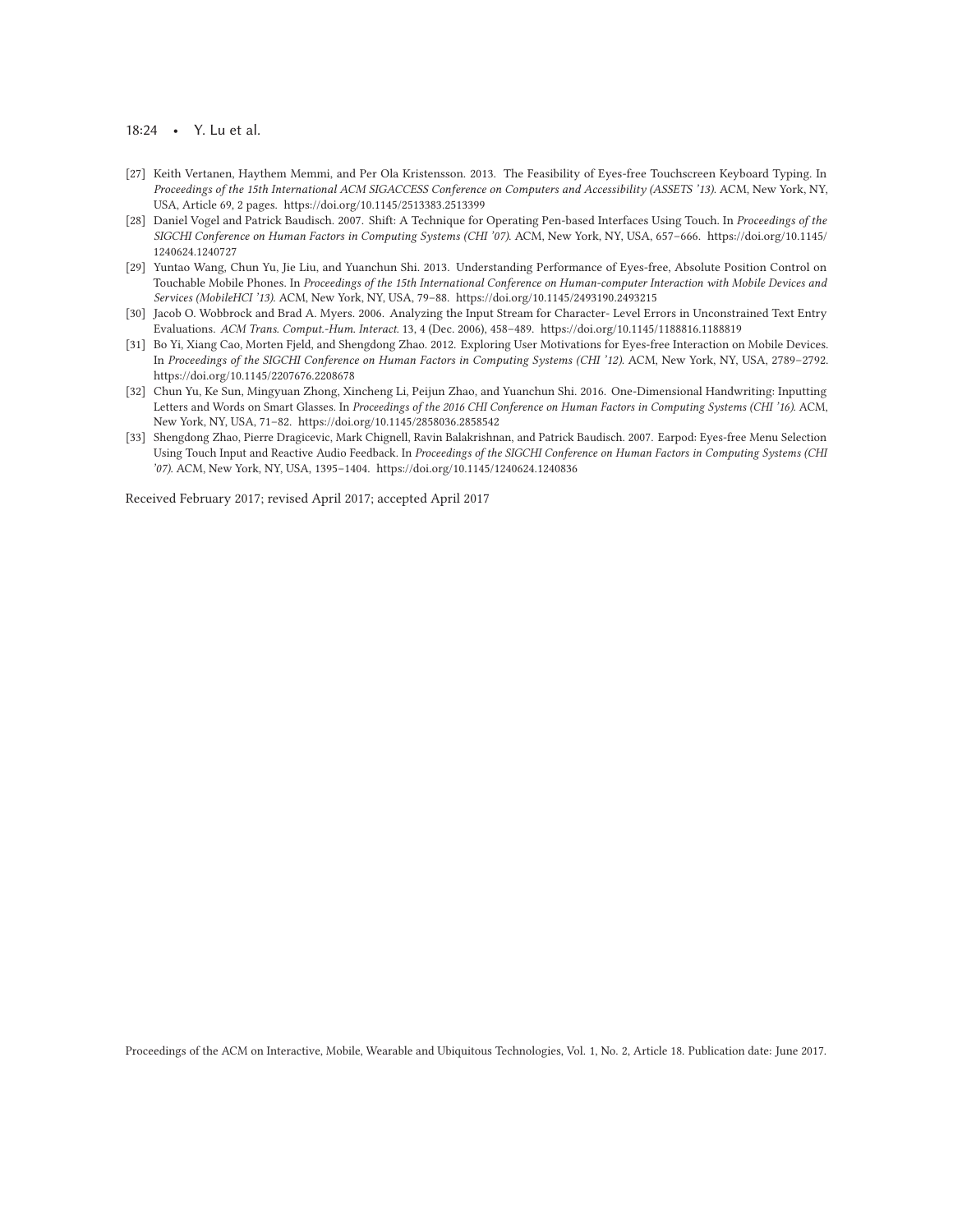[27] Keith Vertanen, Haythem Memmi, and Per Ola Kristensson. 2013. The Feasibility of Eyes-free Touchscreen Keyboard Typing. In *Proceedings of the 15th International ACM SIGACCESS Conference on Computers and Accessibility (ASSETS '13)*. ACM, New York, NY, USA, Article 69, 2 pages. https://doi.org/10.1145/2513383.2513399

[28] Daniel Vogel and Patrick Baudisch. 2007. Shift: A Technique for Operating Pen-based Interfaces Using Touch. In *Proceedings of the SIGCHI Conference on Human Factors in Computing Systems (CHI '07)*. ACM, New York, NY, USA, 657–666. https://doi.org/10.1145/1240624.1240727

[29] Yuntao Wang, Chun Yu, Jie Liu, and Yuanchun Shi. 2013. Understanding Performance of Eyes-free, Absolute Position Control on Touchable Mobile Phones. In *Proceedings of the 15th International Conference on Human-computer Interaction with Mobile Devices and Services (MobileHCI '13)*. ACM, New York, NY, USA, 79–88. https://doi.org/10.1145/2493190.2493215

[30] Jacob O. Wobbrock and Brad A. Myers. 2006. Analyzing the Input Stream for Character- Level Errors in Unconstrained Text Entry Evaluations. *ACM Trans. Comput.-Hum. Interact.* 13, 4 (Dec. 2006), 458–489. https://doi.org/10.1145/1188816.1188819

[31] Bo Yi, Xiang Cao, Morten Fjeld, and Shengdong Zhao. 2012. Exploring User Motivations for Eyes-free Interaction on Mobile Devices. In *Proceedings of the SIGCHI Conference on Human Factors in Computing Systems (CHI '12)*. ACM, New York, NY, USA, 2789–2792. https://doi.org/10.1145/2207676.2208678

[32] Chun Yu, Ke Sun, Mingyuan Zhong, Xincheng Li, Peijun Zhao, and Yuanchun Shi. 2016. One-Dimensional Handwriting: Inputting Letters and Words on Smart Glasses. In *Proceedings of the 2016 CHI Conference on Human Factors in Computing Systems (CHI '16)*. ACM, New York, NY, USA, 71–82. https://doi.org/10.1145/2858036.2858542

[33] Shengdong Zhao, Pierre Dragicevic, Mark Chignell, Ravin Balakrishnan, and Patrick Baudisch. 2007. Earpod: Eyes-free Menu Selection Using Touch Input and Reactive Audio Feedback. In *Proceedings of the SIGCHI Conference on Human Factors in Computing Systems (CHI '07)*. ACM, New York, NY, USA, 1395–1404. https://doi.org/10.1145/1240624.1240836

Received February 2017; revised April 2017; accepted April 2017